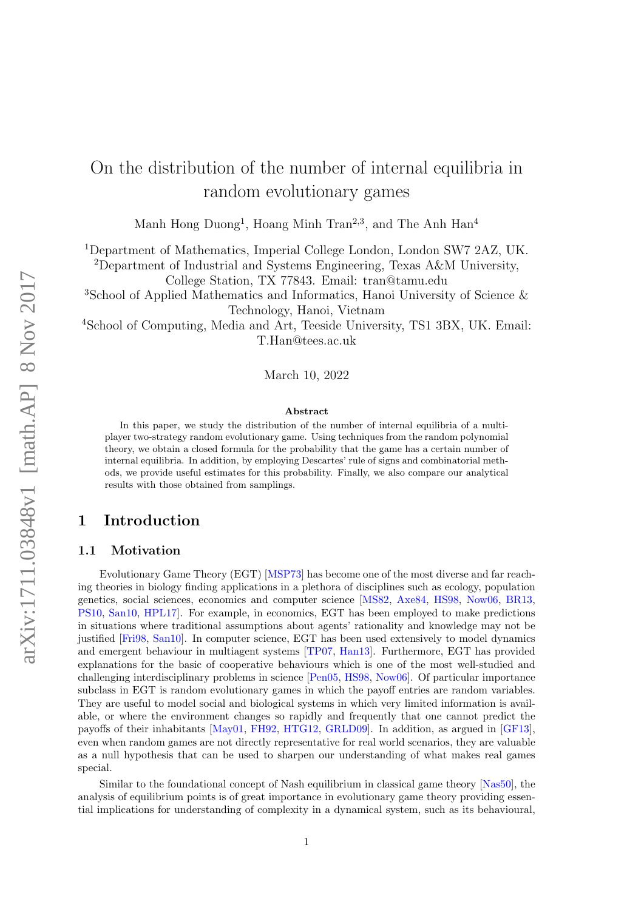# On the distribution of the number of internal equilibria in random evolutionary games

Manh Hong Duong[1], Hoang Minh Tran[2,3], and The Anh Han[4]

[1]Department of Mathematics, Imperial College London, London SW7 2AZ, UK.
[2]Department of Industrial and Systems Engineering, Texas A&M University, College Station, TX 77843. Email: tran@tamu.edu
[3]School of Applied Mathematics and Informatics, Hanoi University of Science & Technology, Hanoi, Vietnam
[4]School of Computing, Media and Art, Teeside University, TS1 3BX, UK. Email: T.Han@tees.ac.uk

March 10, 2022

### Abstract

In this paper, we study the distribution of the number of internal equilibria of a multi-player two-strategy random evolutionary game. Using techniques from the random polynomial theory, we obtain a closed formula for the probability that the game has a certain number of internal equilibria. In addition, by employing Descartes' rule of signs and combinatorial methods, we provide useful estimates for this probability. Finally, we also compare our analytical results with those obtained from samplings.

## 1 Introduction

### 1.1 Motivation

Evolutionary Game Theory (EGT) [MSP73] has become one of the most diverse and far reaching theories in biology finding applications in a plethora of disciplines such as ecology, population genetics, social sciences, economics and computer science [MS82, Axe84, HS98, Now06, BR13, PS10, San10, HPL17]. For example, in economics, EGT has been employed to make predictions in situations where traditional assumptions about agents' rationality and knowledge may not be justified [Fri98, San10]. In computer science, EGT has been used extensively to model dynamics and emergent behaviour in multiagent systems [TP07, Han13]. Furthermore, EGT has provided explanations for the basic of cooperative behaviours which is one of the most well-studied and challenging interdisciplinary problems in science [Pen05, HS98, Now06]. Of particular importance subclass in EGT is random evolutionary games in which the payoff entries are random variables. They are useful to model social and biological systems in which very limited information is available, or where the environment changes so rapidly and frequently that one cannot predict the payoffs of their inhabitants [May01, FH92, HTG12, GRLD09]. In addition, as argued in [GF13], even when random games are not directly representative for real world scenarios, they are valuable as a null hypothesis that can be used to sharpen our understanding of what makes real games special.

Similar to the foundational concept of Nash equilibrium in classical game theory [Nas50], the analysis of equilibrium points is of great importance in evolutionary game theory providing essential implications for understanding of complexity in a dynamical system, such as its behavioural,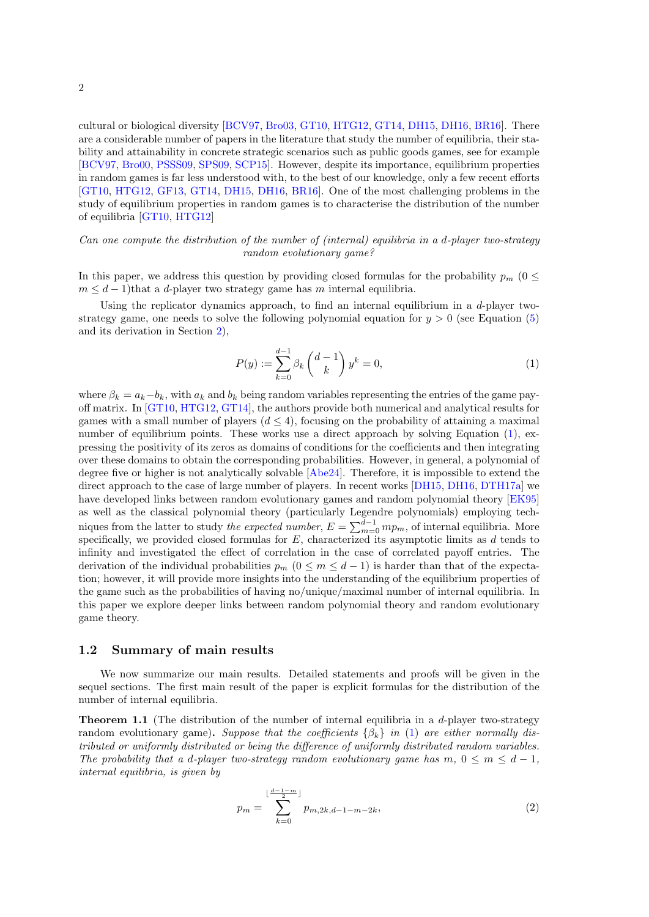cultural or biological diversity [BCV97, Bro03, GT10, HTG12, GT14, DH15, DH16, BR16]. There are a considerable number of papers in the literature that study the number of equilibria, their stability and attainability in concrete strategic scenarios such as public goods games, see for example [BCV97, Bro00, PSSS09, SPS09, SCP15]. However, despite its importance, equilibrium properties in random games is far less understood with, to the best of our knowledge, only a few recent efforts [GT10, HTG12, GF13, GT14, DH15, DH16, BR16]. One of the most challenging problems in the study of equilibrium properties in random games is to characterise the distribution of the number of equilibria [GT10, HTG12]

*Can one compute the distribution of the number of (internal) equilibria in a d-player two-strategy random evolutionary game?*

In this paper, we address this question by providing closed formulas for the probability $p_m$ ($0 \leq m \leq d-1$)that a $d$-player two strategy game has $m$ internal equilibria.

Using the replicator dynamics approach, to find an internal equilibrium in a $d$-player two-strategy game, one needs to solve the following polynomial equation for $y>0$ (see Equation (5) and its derivation in Section 2),

$$P(y) := \sum_{k=0}^{d-1} \beta_k \binom{d-1}{k} y^k = 0, \tag{1}$$

where $\beta_k = a_k - b_k$, with $a_k$ and $b_k$ being random variables representing the entries of the game payoff matrix. In [GT10, HTG12, GT14], the authors provide both numerical and analytical results for games with a small number of players ($d \leq 4$), focusing on the probability of attaining a maximal number of equilibrium points. These works use a direct approach by solving Equation (1), expressing the positivity of its zeros as domains of conditions for the coefficients and then integrating over these domains to obtain the corresponding probabilities. However, in general, a polynomial of degree five or higher is not analytically solvable [Abe24]. Therefore, it is impossible to extend the direct approach to the case of large number of players. In recent works [DH15, DH16, DTH17a] we have developed links between random evolutionary games and random polynomial theory [EK95] as well as the classical polynomial theory (particularly Legendre polynomials) employing techniques from the latter to study *the expected number*, $E = \sum_{m=0}^{d-1} m p_m$, of internal equilibria. More specifically, we provided closed formulas for $E$, characterized its asymptotic limits as $d$ tends to infinity and investigated the effect of correlation in the case of correlated payoff entries. The derivation of the individual probabilities $p_m$ ($0 \leq m \leq d-1$) is harder than that of the expectation; however, it will provide more insights into the understanding of the equilibrium properties of the game such as the probabilities of having no/unique/maximal number of internal equilibria. In this paper we explore deeper links between random polynomial theory and random evolutionary game theory.

## 1.2 Summary of main results

We now summarize our main results. Detailed statements and proofs will be given in the sequel sections. The first main result of the paper is explicit formulas for the distribution of the number of internal equilibria.

**Theorem 1.1** (The distribution of the number of internal equilibria in a $d$-player two-strategy random evolutionary game)**.** *Suppose that the coefficients $\{\beta_k\}$ in (1) are either normally distributed or uniformly distributed or being the difference of uniformly distributed random variables. The probability that a $d$-player two-strategy random evolutionary game has $m$, $0 \leq m \leq d-1$, internal equilibria, is given by*

$$p_m = \sum_{k=0}^{\lfloor \frac{d-1-m}{2} \rfloor} p_{m,2k,d-1-m-2k}, \tag{2}$$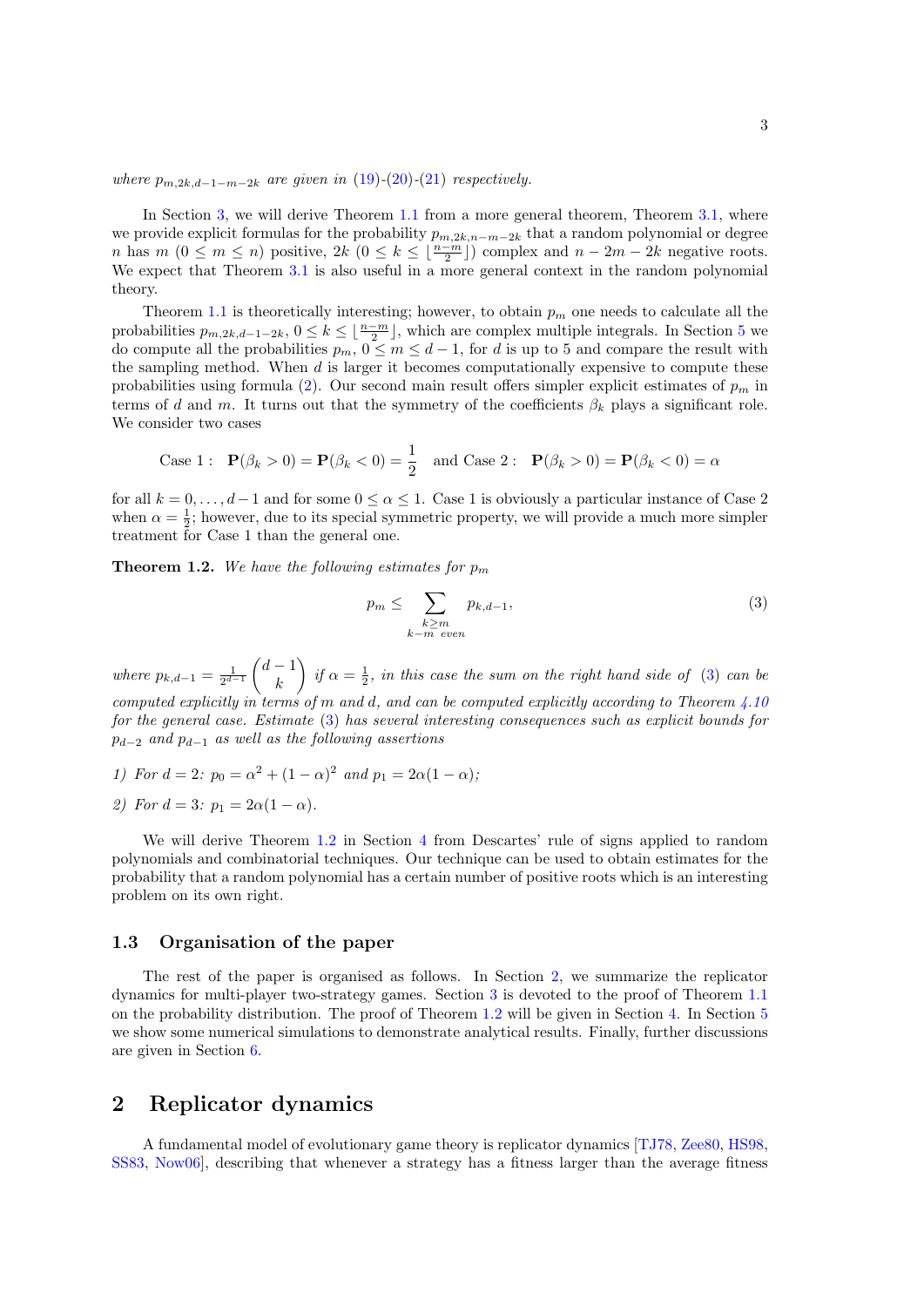*where $p_{m,2k,d-1-m-2k}$ are given in (19)-(20)-(21) respectively.*

In Section 3, we will derive Theorem 1.1 from a more general theorem, Theorem 3.1, where we provide explicit formulas for the probability $p_{m,2k,n-m-2k}$ that a random polynomial or degree $n$ has $m$ ($0 \leq m \leq n$) positive, $2k$ ($0 \leq k \leq \lfloor \frac{n-m}{2} \rfloor$) complex and $n-2m-2k$ negative roots. We expect that Theorem 3.1 is also useful in a more general context in the random polynomial theory.

Theorem 1.1 is theoretically interesting; however, to obtain $p_m$ one needs to calculate all the probabilities $p_{m,2k,d-1-2k}$, $0 \leq k \leq \lfloor \frac{n-m}{2} \rfloor$, which are complex multiple integrals. In Section 5 we do compute all the probabilities $p_m$, $0 \leq m \leq d-1$, for $d$ is up to 5 and compare the result with the sampling method. When $d$ is larger it becomes computationally expensive to compute these probabilities using formula (2). Our second main result offers simpler explicit estimates of $p_m$ in terms of $d$ and $m$. It turns out that the symmetry of the coefficients $\beta_k$ plays a significant role. We consider two cases

$$\text{Case 1}: \quad \mathbf{P}(\beta_k > 0) = \mathbf{P}(\beta_k < 0) = \frac{1}{2} \quad \text{and Case 2}: \quad \mathbf{P}(\beta_k > 0) = \mathbf{P}(\beta_k < 0) = \alpha$$

for all $k = 0, \ldots, d-1$ and for some $0 \leq \alpha \leq 1$. Case 1 is obviously a particular instance of Case 2 when $\alpha = \frac{1}{2}$; however, due to its special symmetric property, we will provide a much more simpler treatment for Case 1 than the general one.

**Theorem 1.2.** *We have the following estimates for $p_m$*

$$p_m \leq \sum_{\substack{k \geq m \\ k-m \text{ even}}} p_{k,d-1}, \tag{3}$$

*where $p_{k,d-1} = \frac{1}{2^{d-1}} \binom{d-1}{k}$ if $\alpha = \frac{1}{2}$, in this case the sum on the right hand side of (3) can be computed explicitly in terms of $m$ and $d$, and can be computed explicitly according to Theorem 4.10 for the general case. Estimate (3) has several interesting consequences such as explicit bounds for $p_{d-2}$ and $p_{d-1}$ as well as the following assertions*

*1) For $d = 2$: $p_0 = \alpha^2 + (1-\alpha)^2$ and $p_1 = 2\alpha(1-\alpha)$;*

*2) For $d = 3$: $p_1 = 2\alpha(1-\alpha)$.*

We will derive Theorem 1.2 in Section 4 from Descartes' rule of signs applied to random polynomials and combinatorial techniques. Our technique can be used to obtain estimates for the probability that a random polynomial has a certain number of positive roots which is an interesting problem on its own right.

### 1.3 Organisation of the paper

The rest of the paper is organised as follows. In Section 2, we summarize the replicator dynamics for multi-player two-strategy games. Section 3 is devoted to the proof of Theorem 1.1 on the probability distribution. The proof of Theorem 1.2 will be given in Section 4. In Section 5 we show some numerical simulations to demonstrate analytical results. Finally, further discussions are given in Section 6.

## 2 Replicator dynamics

A fundamental model of evolutionary game theory is replicator dynamics [TJ78, Zee80, HS98, SS83, Now06], describing that whenever a strategy has a fitness larger than the average fitness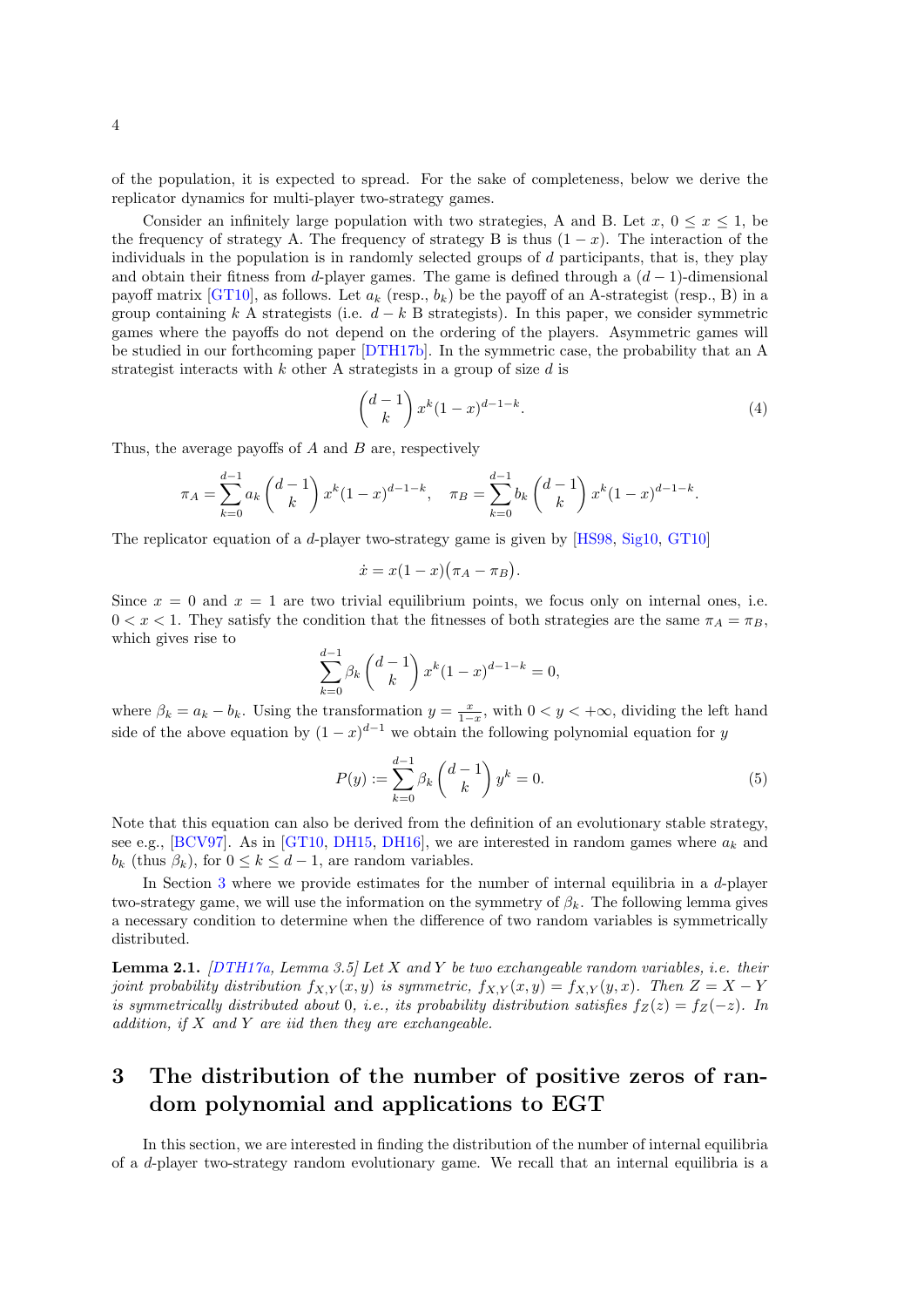of the population, it is expected to spread. For the sake of completeness, below we derive the replicator dynamics for multi-player two-strategy games.

Consider an infinitely large population with two strategies, A and B. Let $x$, $0 \leq x \leq 1$, be the frequency of strategy A. The frequency of strategy B is thus $(1-x)$. The interaction of the individuals in the population is in randomly selected groups of $d$ participants, that is, they play and obtain their fitness from $d$-player games. The game is defined through a $(d-1)$-dimensional payoff matrix [GT10], as follows. Let $a_k$ (resp., $b_k$) be the payoff of an A-strategist (resp., B) in a group containing $k$ A strategists (i.e. $d-k$ B strategists). In this paper, we consider symmetric games where the payoffs do not depend on the ordering of the players. Asymmetric games will be studied in our forthcoming paper [DTH17b]. In the symmetric case, the probability that an A strategist interacts with $k$ other A strategists in a group of size $d$ is

$$\binom{d-1}{k} x^k (1-x)^{d-1-k}. \tag{4}$$

Thus, the average payoffs of $A$ and $B$ are, respectively

$$\pi_A = \sum_{k=0}^{d-1} a_k \binom{d-1}{k} x^k (1-x)^{d-1-k}, \quad \pi_B = \sum_{k=0}^{d-1} b_k \binom{d-1}{k} x^k (1-x)^{d-1-k}.$$

The replicator equation of a $d$-player two-strategy game is given by [HS98, Sig10, GT10]

$$\dot{x} = x(1-x)\big(\pi_A - \pi_B\big).$$

Since $x=0$ and $x=1$ are two trivial equilibrium points, we focus only on internal ones, i.e. $0 < x < 1$. They satisfy the condition that the fitnesses of both strategies are the same $\pi_A = \pi_B$, which gives rise to

$$\sum_{k=0}^{d-1} \beta_k \binom{d-1}{k} x^k (1-x)^{d-1-k} = 0,$$

where $\beta_k = a_k - b_k$. Using the transformation $y = \frac{x}{1-x}$, with $0 < y < +\infty$, dividing the left hand side of the above equation by $(1-x)^{d-1}$ we obtain the following polynomial equation for $y$

$$P(y) := \sum_{k=0}^{d-1} \beta_k \binom{d-1}{k} y^k = 0. \tag{5}$$

Note that this equation can also be derived from the definition of an evolutionary stable strategy, see e.g., [BCV97]. As in [GT10, DH15, DH16], we are interested in random games where $a_k$ and $b_k$ (thus $\beta_k$), for $0 \leq k \leq d-1$, are random variables.

In Section 3 where we provide estimates for the number of internal equilibria in a $d$-player two-strategy game, we will use the information on the symmetry of $\beta_k$. The following lemma gives a necessary condition to determine when the difference of two random variables is symmetrically distributed.

**Lemma 2.1.** *[DTH17a, Lemma 3.5] Let $X$ and $Y$ be two exchangeable random variables, i.e. their joint probability distribution $f_{X,Y}(x,y)$ is symmetric, $f_{X,Y}(x,y) = f_{X,Y}(y,x)$. Then $Z = X - Y$ is symmetrically distributed about 0, i.e., its probability distribution satisfies $f_Z(z) = f_Z(-z)$. In addition, if $X$ and $Y$ are iid then they are exchangeable.*

# 3 The distribution of the number of positive zeros of random polynomial and applications to EGT

In this section, we are interested in finding the distribution of the number of internal equilibria of a $d$-player two-strategy random evolutionary game. We recall that an internal equilibria is a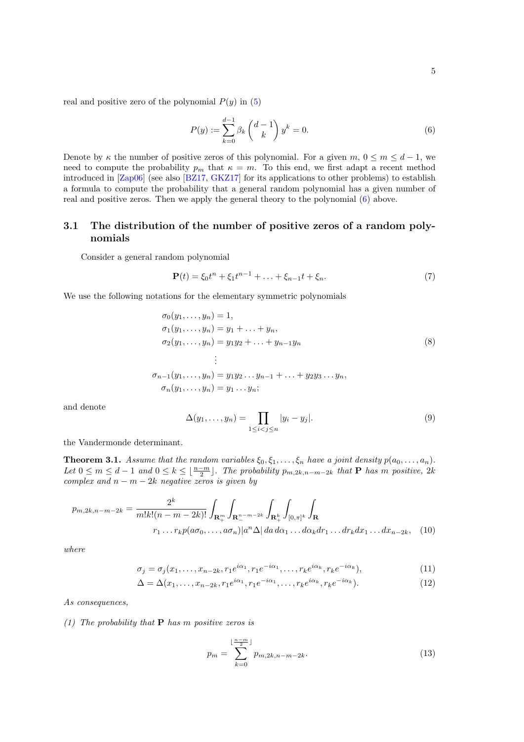real and positive zero of the polynomial $P(y)$ in (5)

$$P(y) := \sum_{k=0}^{d-1} \beta_k \binom{d-1}{k} y^k = 0. \tag{6}$$

Denote by $\kappa$ the number of positive zeros of this polynomial. For a given $m$, $0 \le m \le d-1$, we need to compute the probability $p_m$ that $\kappa = m$. To this end, we first adapt a recent method introduced in [Zap06] (see also [BZ17, GKZ17] for its applications to other problems) to establish a formula to compute the probability that a general random polynomial has a given number of real and positive zeros. Then we apply the general theory to the polynomial (6) above.

### 3.1 The distribution of the number of positive zeros of a random polynomials

Consider a general random polynomial

$$\mathbf{P}(t) = \xi_0 t^n + \xi_1 t^{n-1} + \ldots + \xi_{n-1} t + \xi_n. \tag{7}$$

We use the following notations for the elementary symmetric polynomials

$$\begin{aligned}
\sigma_0(y_1, \ldots, y_n) &= 1, \\
\sigma_1(y_1, \ldots, y_n) &= y_1 + \ldots + y_n, \\
\sigma_2(y_1, \ldots, y_n) &= y_1 y_2 + \ldots + y_{n-1} y_n \\
&\vdots \\
\sigma_{n-1}(y_1, \ldots, y_n) &= y_1 y_2 \ldots y_{n-1} + \ldots + y_2 y_3 \ldots y_n, \\
\sigma_n(y_1, \ldots, y_n) &= y_1 \ldots y_n;
\end{aligned} \tag{8}$$

and denote

$$\Delta(y_1, \ldots, y_n) = \prod_{1 \le i < j \le n} |y_i - y_j|. \tag{9}$$

the Vandermonde determinant.

**Theorem 3.1.** *Assume that the random variables $\xi_0, \xi_1, \ldots, \xi_n$ have a joint density $p(a_0, \ldots, a_n)$. Let $0 \le m \le d-1$ and $0 \le k \le \lfloor \frac{n-m}{2} \rfloor$. The probability $p_{m,2k,n-m-2k}$ that $\mathbf{P}$ has $m$ positive, $2k$ complex and $n-m-2k$ negative zeros is given by*

$$p_{m,2k,n-m-2k} = \frac{2^k}{m!k!(n-m-2k)!} \int_{\mathbf{R}_+^m} \int_{\mathbf{R}_-^{n-m-2k}} \int_{\mathbf{R}_+^k} \int_{[0,\pi]^k} \int_{\mathbf{R}} r_1 \ldots r_k p(a\sigma_0, \ldots, a\sigma_n) |a^n \Delta| \, da \, d\alpha_1 \ldots d\alpha_k dr_1 \ldots dr_k dx_1 \ldots dx_{n-2k}, \tag{10}$$

*where*

$$\sigma_j = \sigma_j(x_1, \ldots, x_{n-2k}, r_1 e^{i\alpha_1}, r_1 e^{-i\alpha_1}, \ldots, r_k e^{i\alpha_k}, r_k e^{-i\alpha_k}), \tag{11}$$

$$\Delta = \Delta(x_1, \ldots, x_{n-2k}, r_1 e^{i\alpha_1}, r_1 e^{-i\alpha_1}, \ldots, r_k e^{i\alpha_k}, r_k e^{-i\alpha_k}). \tag{12}$$

*As consequences,*

*(1) The probability that $\mathbf{P}$ has $m$ positive zeros is*

$$p_m = \sum_{k=0}^{\lfloor \frac{n-m}{2} \rfloor} p_{m,2k,n-m-2k}. \tag{13}$$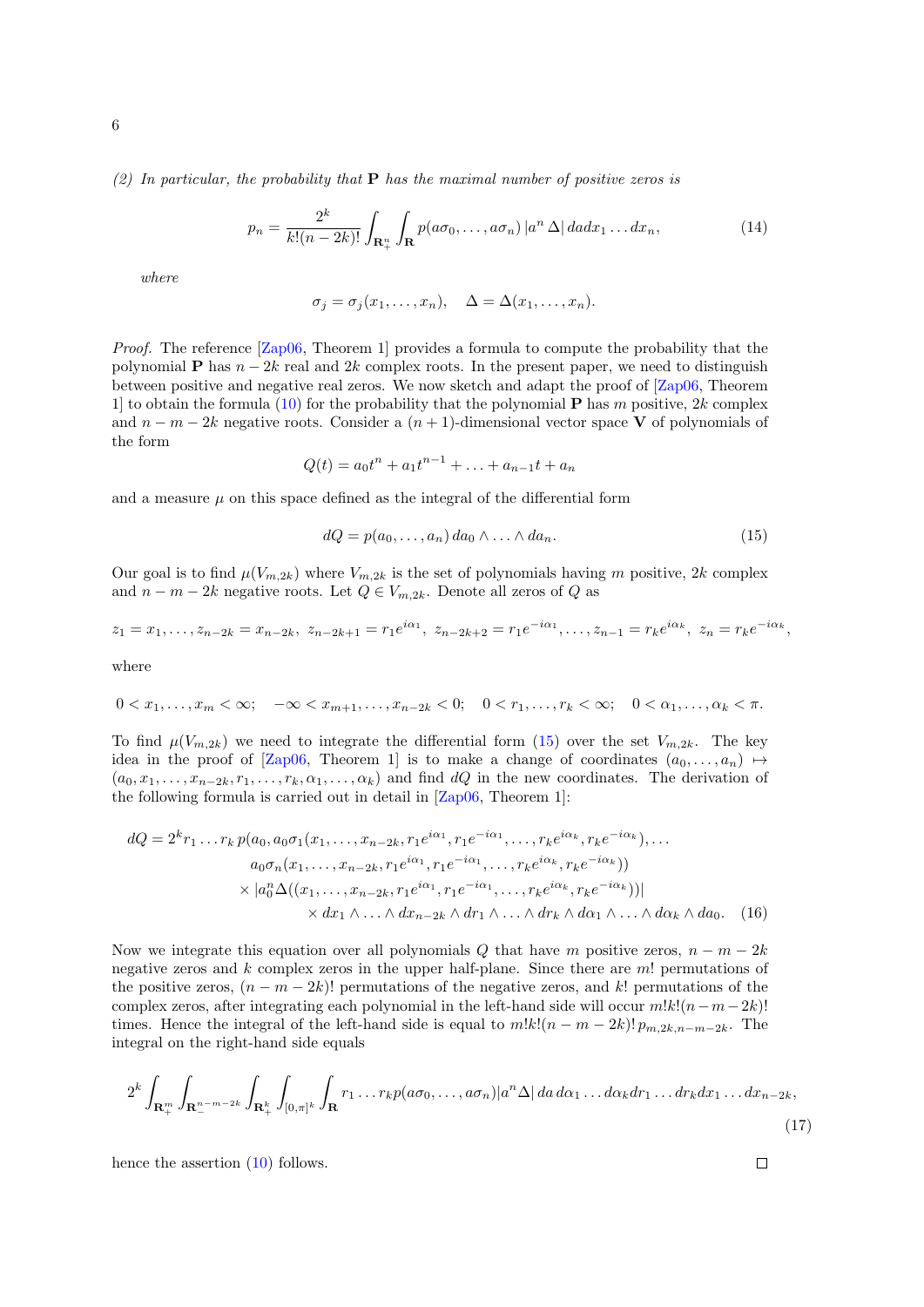*(2) In particular, the probability that* $\mathbf{P}$ *has the maximal number of positive zeros is*

$$p_n = \frac{2^k}{k!(n-2k)!} \int_{\mathbf{R}_+^n} \int_{\mathbf{R}} p(a\sigma_0, \dots, a\sigma_n) \, |a^n \, \Delta| \, da dx_1 \dots dx_n, \tag{14}$$

*where*

$$\sigma_j = \sigma_j(x_1, \dots, x_n), \quad \Delta = \Delta(x_1, \dots, x_n).$$

*Proof.* The reference [Zap06, Theorem 1] provides a formula to compute the probability that the polynomial $\mathbf{P}$ has $n-2k$ real and $2k$ complex roots. In the present paper, we need to distinguish between positive and negative real zeros. We now sketch and adapt the proof of [Zap06, Theorem 1] to obtain the formula (10) for the probability that the polynomial $\mathbf{P}$ has $m$ positive, $2k$ complex and $n-m-2k$ negative roots. Consider a $(n+1)$-dimensional vector space $\mathbf{V}$ of polynomials of the form

$$Q(t) = a_0 t^n + a_1 t^{n-1} + \dots + a_{n-1} t + a_n$$

and a measure $\mu$ on this space defined as the integral of the differential form

$$dQ = p(a_0, \dots, a_n) \, da_0 \wedge \dots \wedge da_n. \tag{15}$$

Our goal is to find $\mu(V_{m,2k})$ where $V_{m,2k}$ is the set of polynomials having $m$ positive, $2k$ complex and $n-m-2k$ negative roots. Let $Q \in V_{m,2k}$. Denote all zeros of $Q$ as

$$z_1 = x_1, \dots, z_{n-2k} = x_{n-2k}, \; z_{n-2k+1} = r_1 e^{i\alpha_1}, \; z_{n-2k+2} = r_1 e^{-i\alpha_1}, \dots, z_{n-1} = r_k e^{i\alpha_k}, \; z_n = r_k e^{-i\alpha_k},$$

where

$$0 < x_1, \dots, x_m < \infty; \quad -\infty < x_{m+1}, \dots, x_{n-2k} < 0; \quad 0 < r_1, \dots, r_k < \infty; \quad 0 < \alpha_1, \dots, \alpha_k < \pi.$$

To find $\mu(V_{m,2k})$ we need to integrate the differential form (15) over the set $V_{m,2k}$. The key idea in the proof of [Zap06, Theorem 1] is to make a change of coordinates $(a_0, \dots, a_n) \mapsto (a_0, x_1, \dots, x_{n-2k}, r_1, \dots, r_k, \alpha_1, \dots, \alpha_k)$ and find $dQ$ in the new coordinates. The derivation of the following formula is carried out in detail in [Zap06, Theorem 1]:

$$\begin{aligned}
dQ = 2^k r_1 \dots r_k \, p(a_0, a_0\sigma_1(x_1, \dots, x_{n-2k}, r_1 e^{i\alpha_1}, r_1 e^{-i\alpha_1}, \dots, r_k e^{i\alpha_k}, r_k e^{-i\alpha_k}), \dots \\
a_0\sigma_n(x_1, \dots, x_{n-2k}, r_1 e^{i\alpha_1}, r_1 e^{-i\alpha_1}, \dots, r_k e^{i\alpha_k}, r_k e^{-i\alpha_k})) \\
\times |a_0^n \Delta((x_1, \dots, x_{n-2k}, r_1 e^{i\alpha_1}, r_1 e^{-i\alpha_1}, \dots, r_k e^{i\alpha_k}, r_k e^{-i\alpha_k}))| \\
\times dx_1 \wedge \dots \wedge dx_{n-2k} \wedge dr_1 \wedge \dots \wedge dr_k \wedge d\alpha_1 \wedge \dots \wedge d\alpha_k \wedge da_0.
\end{aligned} \tag{16}$$

Now we integrate this equation over all polynomials $Q$ that have $m$ positive zeros, $n-m-2k$ negative zeros and $k$ complex zeros in the upper half-plane. Since there are $m!$ permutations of the positive zeros, $(n-m-2k)!$ permutations of the negative zeros, and $k!$ permutations of the complex zeros, after integrating each polynomial in the left-hand side will occur $m!k!(n-m-2k)!$ times. Hence the integral of the left-hand side is equal to $m!k!(n-m-2k)! \, p_{m,2k,n-m-2k}$. The integral on the right-hand side equals

$$2^k \int_{\mathbf{R}_+^m} \int_{\mathbf{R}_-^{n-m-2k}} \int_{\mathbf{R}_+^k} \int_{[0,\pi]^k} \int_{\mathbf{R}} r_1 \dots r_k p(a\sigma_0, \dots, a\sigma_n) |a^n \Delta| \, da \, d\alpha_1 \dots d\alpha_k dr_1 \dots dr_k dx_1 \dots dx_{n-2k}, \tag{17}$$

hence the assertion (10) follows. $\square$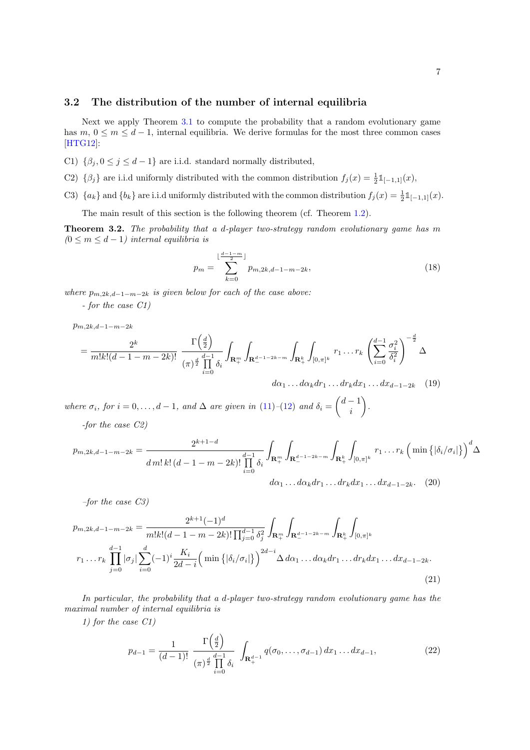### 3.2 The distribution of the number of internal equilibria

Next we apply Theorem 3.1 to compute the probability that a random evolutionary game has $m$, $0 \leq m \leq d-1$, internal equilibria. We derive formulas for the most three common cases [HTG12]:

C1) $\{\beta_j, 0 \leq j \leq d-1\}$ are i.i.d. standard normally distributed,

C2) $\{\beta_j\}$ are i.i.d uniformly distributed with the common distribution $f_j(x) = \frac{1}{2}\mathbb{1}_{[-1,1]}(x)$,

C3) $\{a_k\}$ and $\{b_k\}$ are i.i.d uniformly distributed with the common distribution $f_j(x) = \frac{1}{2}\mathbb{1}_{[-1,1]}(x)$.

The main result of this section is the following theorem (cf. Theorem 1.2).

**Theorem 3.2.** *The probability that a $d$-player two-strategy random evolutionary game has $m$ ($0 \leq m \leq d-1$) internal equilibria is*

$$p_m = \sum_{k=0}^{\lfloor \frac{d-1-m}{2} \rfloor} p_{m,2k,d-1-m-2k}, \tag{18}$$

*where $p_{m,2k,d-1-m-2k}$ is given below for each of the case above:*

*- for the case C1)*

$$p_{m,2k,d-1-m-2k}$$
$$= \frac{2^k}{m!k!(d-1-m-2k)!} \frac{\Gamma\left(\frac{d}{2}\right)}{(\pi)^{\frac{d}{2}} \prod\limits_{i=0}^{d-1} \delta_i} \int_{\mathbf{R}_+^m} \int_{\mathbf{R}_-^{d-1-2k-m}} \int_{\mathbf{R}_+^k} \int_{[0,\pi]^k} r_1 \ldots r_k \left(\sum_{i=0}^{d-1} \frac{\sigma_i^2}{\delta_i^2}\right)^{-\frac{d}{2}} \Delta$$
$$d\alpha_1 \ldots d\alpha_k dr_1 \ldots dr_k dx_1 \ldots dx_{d-1-2k} \tag{19}$$

*where $\sigma_i$, for $i = 0, \ldots, d-1$, and $\Delta$ are given in (11)–(12) and $\delta_i = \begin{pmatrix} d-1 \\ i \end{pmatrix}$.*

*-for the case C2)*

$$p_{m,2k,d-1-m-2k} = \frac{2^{k+1-d}}{d\, m!\, k!\, (d-1-m-2k)! \prod\limits_{i=0}^{d-1} \delta_i} \int_{\mathbf{R}_+^m} \int_{\mathbf{R}_-^{d-1-2k-m}} \int_{\mathbf{R}_+^k} \int_{[0,\pi]^k} r_1 \ldots r_k \Big( \min\left\{|\delta_i/\sigma_i|\right\}\Big)^d \Delta$$
$$d\alpha_1 \ldots d\alpha_k dr_1 \ldots dr_k dx_1 \ldots dx_{d-1-2k}. \tag{20}$$

*–for the case C3)*

$$p_{m,2k,d-1-m-2k} = \frac{2^{k+1}(-1)^d}{m!k!(d-1-m-2k)! \prod_{j=0}^{d-1} \delta_j^2} \int_{\mathbf{R}_+^m} \int_{\mathbf{R}_-^{d-1-2k-m}} \int_{\mathbf{R}_+^k} \int_{[0,\pi]^k}$$
$$r_1 \ldots r_k \prod_{j=0}^{d-1} |\sigma_j| \sum_{i=0}^{d} (-1)^i \frac{K_i}{2d-i} \Big( \min\left\{|\delta_i/\sigma_i|\right\}\Big)^{2d-i} \Delta\, d\alpha_1 \ldots d\alpha_k dr_1 \ldots dr_k dx_1 \ldots dx_{d-1-2k}. \tag{21}$$

*In particular, the probability that a $d$-player two-strategy random evolutionary game has the maximal number of internal equilibria is*

*1) for the case C1)*

$$p_{d-1} = \frac{1}{(d-1)!} \frac{\Gamma\left(\frac{d}{2}\right)}{(\pi)^{\frac{d}{2}} \prod\limits_{i=0}^{d-1} \delta_i} \int_{\mathbf{R}_+^{d-1}} q(\sigma_0, \ldots, \sigma_{d-1})\, dx_1 \ldots dx_{d-1}, \tag{22}$$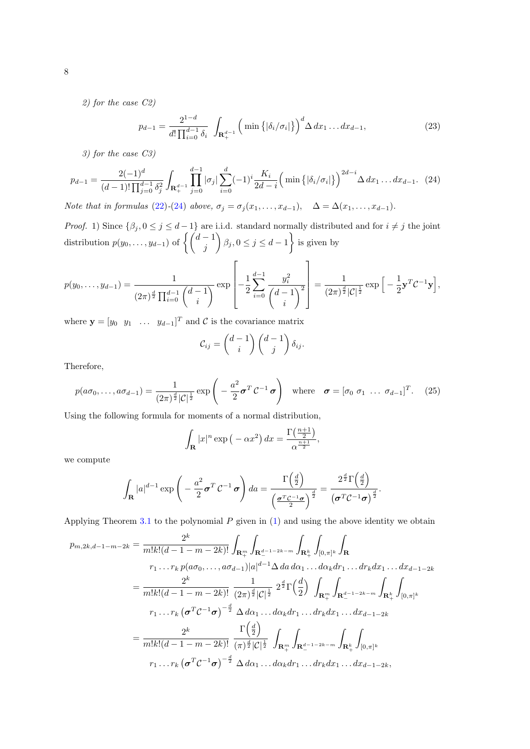*2) for the case C2)*

$$p_{d-1} = \frac{2^{1-d}}{d! \prod_{i=0}^{d-1} \delta_i} \int_{\mathbf{R}_+^{d-1}} \Big( \min \big\{ |\delta_i/\sigma_i| \big\} \Big)^d \Delta \, dx_1 \dots dx_{d-1}, \tag{23}$$

*3) for the case C3)*

$$p_{d-1} = \frac{2(-1)^d}{(d-1)! \prod_{j=0}^{d-1} \delta_j^2} \int_{\mathbf{R}_+^{d-1}} \prod_{j=0}^{d-1} |\sigma_j| \sum_{i=0}^{d} (-1)^i \frac{K_i}{2d-i} \Big( \min \big\{ |\delta_i/\sigma_i| \big\} \Big)^{2d-i} \Delta \, dx_1 \dots dx_{d-1}. \tag{24}$$

*Note that in formulas (22)-(24) above, $\sigma_j = \sigma_j(x_1, \dots, x_{d-1})$, $\quad \Delta = \Delta(x_1, \dots, x_{d-1})$.*

*Proof.* 1) Since $\{\beta_j, 0 \le j \le d-1\}$ are i.i.d. standard normally distributed and for $i \neq j$ the joint distribution $p(y_0, \dots, y_{d-1})$ of $\left\{ \binom{d-1}{j} \beta_j, 0 \le j \le d-1 \right\}$ is given by

$$p(y_0, \dots, y_{d-1}) = \frac{1}{(2\pi)^{\frac{d}{2}} \prod_{i=0}^{d-1} \binom{d-1}{i}} \exp \left[ -\frac{1}{2} \sum_{i=0}^{d-1} \frac{y_i^2}{\binom{d-1}{i}^2} \right] = \frac{1}{(2\pi)^{\frac{d}{2}} |\mathcal{C}|^{\frac{1}{2}}} \exp \Big[ -\frac{1}{2} \mathbf{y}^T \mathcal{C}^{-1} \mathbf{y} \Big],$$

where $\mathbf{y} = [y_0 \;\; y_1 \;\; \dots \;\; y_{d-1}]^T$ and $\mathcal{C}$ is the covariance matrix

$$\mathcal{C}_{ij} = \binom{d-1}{i} \binom{d-1}{j} \delta_{ij}.$$

Therefore,

$$p(a\sigma_0, \dots, a\sigma_{d-1}) = \frac{1}{(2\pi)^{\frac{d}{2}} |\mathcal{C}|^{\frac{1}{2}}} \exp \left( -\frac{a^2}{2} \boldsymbol{\sigma}^T \mathcal{C}^{-1} \boldsymbol{\sigma} \right) \quad \text{where} \quad \boldsymbol{\sigma} = [\sigma_0 \; \sigma_1 \; \dots \; \sigma_{d-1}]^T. \tag{25}$$

Using the following formula for moments of a normal distribution,

$$\int_{\mathbf{R}} |x|^n \exp\big( -\alpha x^2 \big) \, dx = \frac{\Gamma\big(\frac{n+1}{2}\big)}{\alpha^{\frac{n+1}{2}}},$$

we compute

$$\int_{\mathbf{R}} |a|^{d-1} \exp \left( -\frac{a^2}{2} \boldsymbol{\sigma}^T \mathcal{C}^{-1} \boldsymbol{\sigma} \right) da = \frac{\Gamma\Big(\frac{d}{2}\Big)}{\Big(\frac{\boldsymbol{\sigma}^T \mathcal{C}^{-1} \boldsymbol{\sigma}}{2}\Big)^{\frac{d}{2}}} = \frac{2^{\frac{d}{2}} \Gamma\Big(\frac{d}{2}\Big)}{\big(\boldsymbol{\sigma}^T \mathcal{C}^{-1} \boldsymbol{\sigma}\big)^{\frac{d}{2}}}.$$

Applying Theorem 3.1 to the polynomial $P$ given in (1) and using the above identity we obtain

$$\begin{aligned}
p_{m,2k,d-1-m-2k} &= \frac{2^k}{m! k! (d-1-m-2k)!} \int_{\mathbf{R}_+^m} \int_{\mathbf{R}_-^{d-1-2k-m}} \int_{\mathbf{R}_+^k} \int_{[0,\pi]^k} \int_{\mathbf{R}} \\
&\qquad r_1 \dots r_k \, p(a\sigma_0, \dots, a\sigma_{d-1}) |a|^{d-1} \Delta \, da \, d\alpha_1 \dots d\alpha_k dr_1 \dots dr_k dx_1 \dots dx_{d-1-2k} \\
&= \frac{2^k}{m! k! (d-1-m-2k)!} \; \frac{1}{(2\pi)^{\frac{d}{2}} |\mathcal{C}|^{\frac{1}{2}}} \; 2^{\frac{d}{2}} \Gamma\Big(\frac{d}{2}\Big) \; \int_{\mathbf{R}_+^m} \int_{\mathbf{R}_-^{d-1-2k-m}} \int_{\mathbf{R}_+^k} \int_{[0,\pi]^k} \\
&\qquad r_1 \dots r_k \big(\boldsymbol{\sigma}^T \mathcal{C}^{-1} \boldsymbol{\sigma}\big)^{-\frac{d}{2}} \; \Delta \, d\alpha_1 \dots d\alpha_k dr_1 \dots dr_k dx_1 \dots dx_{d-1-2k} \\
&= \frac{2^k}{m! k! (d-1-m-2k)!} \; \frac{\Gamma\Big(\frac{d}{2}\Big)}{(\pi)^{\frac{d}{2}} |\mathcal{C}|^{\frac{1}{2}}} \; \int_{\mathbf{R}_+^m} \int_{\mathbf{R}_-^{d-1-2k-m}} \int_{\mathbf{R}_+^k} \int_{[0,\pi]^k} \\
&\qquad r_1 \dots r_k \big(\boldsymbol{\sigma}^T \mathcal{C}^{-1} \boldsymbol{\sigma}\big)^{-\frac{d}{2}} \; \Delta \, d\alpha_1 \dots d\alpha_k dr_1 \dots dr_k dx_1 \dots dx_{d-1-2k},
\end{aligned}$$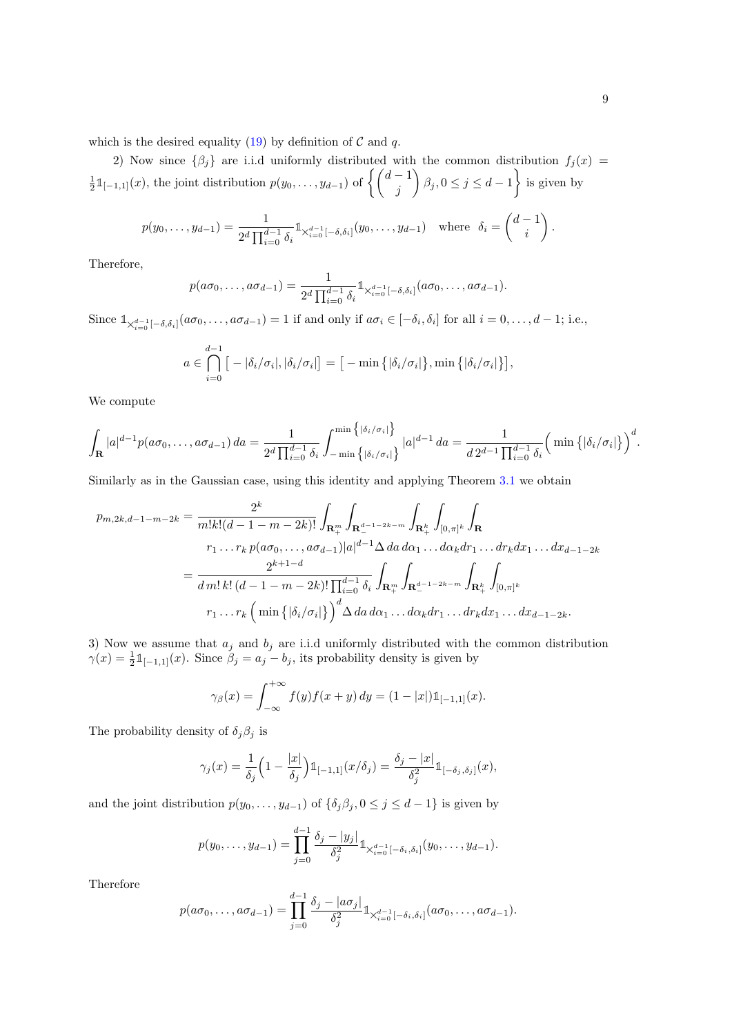which is the desired equality (19) by definition of $\mathcal{C}$ and $q$.

2) Now since $\{\beta_j\}$ are i.i.d uniformly distributed with the common distribution $f_j(x) = \frac{1}{2}\mathbb{1}_{[-1,1]}(x)$, the joint distribution $p(y_0, \ldots, y_{d-1})$ of $\left\{\binom{d-1}{j}\beta_j, 0 \le j \le d-1\right\}$ is given by

$$
p(y_0,\ldots,y_{d-1}) = \frac{1}{2^d\prod_{i=0}^{d-1}\delta_i}\mathbb{1}_{\times_{i=0}^{d-1}[-\delta,\delta_i]}(y_0,\ldots,y_{d-1}) \quad \text{where} \quad \delta_i = \binom{d-1}{i}.
$$

Therefore,

$$
p(a\sigma_0,\ldots,a\sigma_{d-1}) = \frac{1}{2^d\prod_{i=0}^{d-1}\delta_i}\mathbb{1}_{\times_{i=0}^{d-1}[-\delta,\delta_i]}(a\sigma_0,\ldots,a\sigma_{d-1}).
$$

Since $\mathbb{1}_{\times_{i=0}^{d-1}[-\delta,\delta_i]}(a\sigma_0,\ldots,a\sigma_{d-1}) = 1$ if and only if $a\sigma_i \in [-\delta_i, \delta_i]$ for all $i = 0, \ldots, d-1$; i.e.,

$$
a \in \bigcap_{i=0}^{d-1}\big[-|\delta_i/\sigma_i|, |\delta_i/\sigma_i|\big] = \big[-\min\big\{|\delta_i/\sigma_i|\big\}, \min\big\{|\delta_i/\sigma_i|\big\}\big],
$$

We compute

$$
\int_{\mathbf{R}}|a|^{d-1}p(a\sigma_0,\ldots,a\sigma_{d-1})\,da = \frac{1}{2^d\prod_{i=0}^{d-1}\delta_i}\int_{-\min\big\{|\delta_i/\sigma_i|\big\}}^{\min\big\{|\delta_i/\sigma_i|\big\}}|a|^{d-1}\,da = \frac{1}{d\,2^{d-1}\prod_{i=0}^{d-1}\delta_i}\Big(\min\big\{|\delta_i/\sigma_i|\big\}\Big)^d.
$$

Similarly as in the Gaussian case, using this identity and applying Theorem 3.1 we obtain

$$
\begin{aligned}
p_{m,2k,d-1-m-2k} &= \frac{2^k}{m!k!(d-1-m-2k)!}\int_{\mathbf{R}_+^m}\int_{\mathbf{R}_-^{d-1-2k-m}}\int_{\mathbf{R}_+^k}\int_{[0,\pi]^k}\int_{\mathbf{R}} \\
&\qquad r_1\ldots r_k\,p(a\sigma_0,\ldots,a\sigma_{d-1})|a|^{d-1}\Delta\,da\,d\alpha_1\ldots d\alpha_k dr_1\ldots dr_k dx_1\ldots dx_{d-1-2k} \\
&= \frac{2^{k+1-d}}{d\,m!\,k!\,(d-1-m-2k)!\prod_{i=0}^{d-1}\delta_i}\int_{\mathbf{R}_+^m}\int_{\mathbf{R}_-^{d-1-2k-m}}\int_{\mathbf{R}_+^k}\int_{[0,\pi]^k} \\
&\qquad r_1\ldots r_k\Big(\min\big\{|\delta_i/\sigma_i|\big\}\Big)^d\Delta\,da\,d\alpha_1\ldots d\alpha_k dr_1\ldots dr_k dx_1\ldots dx_{d-1-2k}.
\end{aligned}
$$

3) Now we assume that $a_j$ and $b_j$ are i.i.d uniformly distributed with the common distribution $\gamma(x) = \frac{1}{2}\mathbb{1}_{[-1,1]}(x)$. Since $\beta_j = a_j - b_j$, its probability density is given by

$$
\gamma_\beta(x) = \int_{-\infty}^{+\infty}f(y)f(x+y)\,dy = (1-|x|)\mathbb{1}_{[-1,1]}(x).
$$

The probability density of $\delta_j\beta_j$ is

$$
\gamma_j(x) = \frac{1}{\delta_j}\Big(1-\frac{|x|}{\delta_j}\Big)\mathbb{1}_{[-1,1]}(x/\delta_j) = \frac{\delta_j-|x|}{\delta_j^2}\mathbb{1}_{[-\delta_j,\delta_j]}(x),
$$

and the joint distribution $p(y_0,\ldots,y_{d-1})$ of $\{\delta_j\beta_j, 0 \le j \le d-1\}$ is given by

$$
p(y_0,\ldots,y_{d-1}) = \prod_{j=0}^{d-1}\frac{\delta_j-|y_j|}{\delta_j^2}\mathbb{1}_{\times_{i=0}^{d-1}[-\delta_i,\delta_i]}(y_0,\ldots,y_{d-1}).
$$

Therefore

$$
p(a\sigma_0,\ldots,a\sigma_{d-1}) = \prod_{j=0}^{d-1}\frac{\delta_j-|a\sigma_j|}{\delta_j^2}\mathbb{1}_{\times_{i=0}^{d-1}[-\delta_i,\delta_i]}(a\sigma_0,\ldots,a\sigma_{d-1}).
$$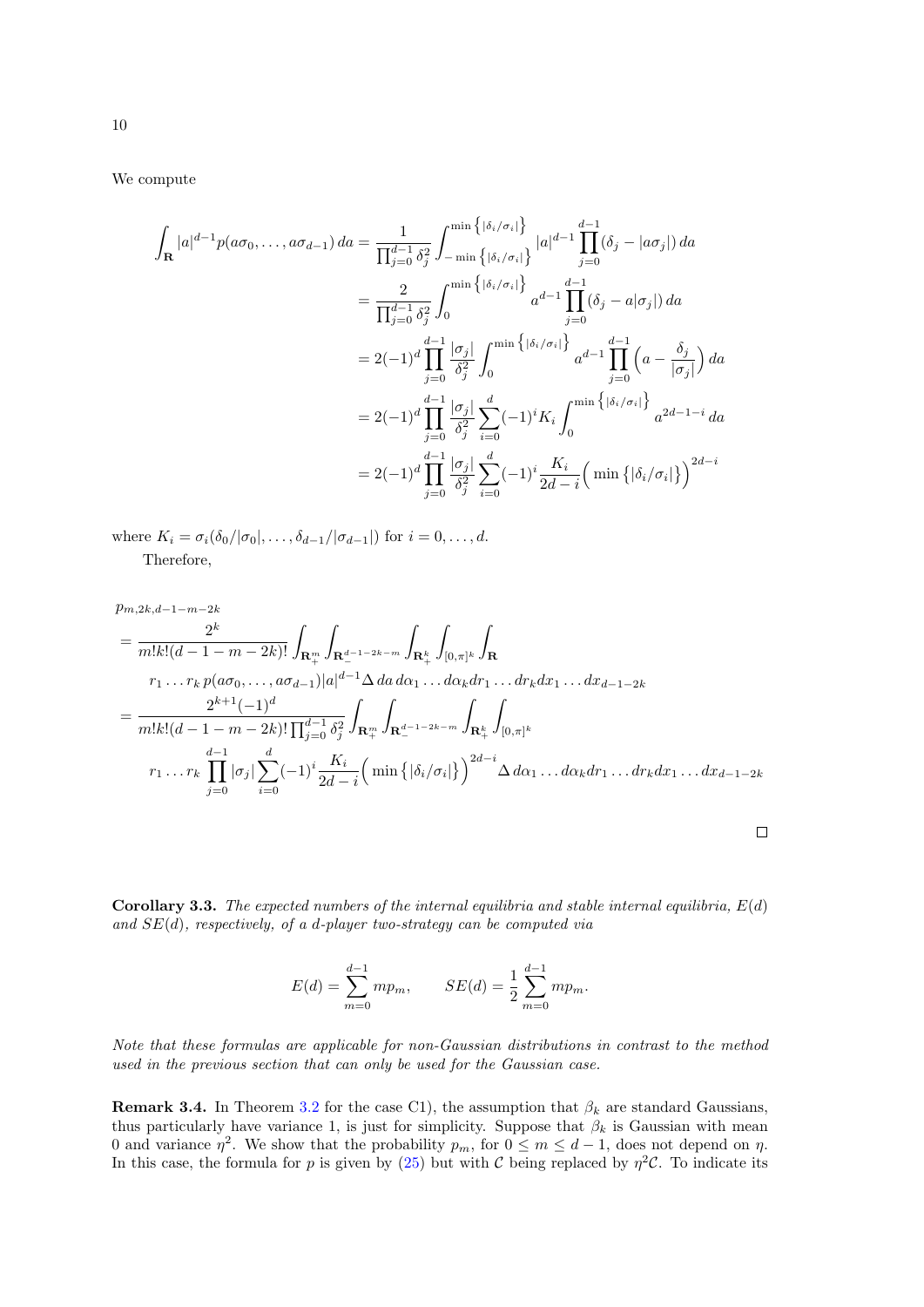We compute

$$
\begin{aligned}
\int_{\mathbf{R}} |a|^{d-1} p(a\sigma_0,\ldots,a\sigma_{d-1})\,da &= \frac{1}{\prod_{j=0}^{d-1}\delta_j^2}\int_{-\min\left\{|\delta_i/\sigma_i|\right\}}^{\min\left\{|\delta_i/\sigma_i|\right\}} |a|^{d-1}\prod_{j=0}^{d-1}(\delta_j - |a\sigma_j|)\,da \\
&= \frac{2}{\prod_{j=0}^{d-1}\delta_j^2}\int_{0}^{\min\left\{|\delta_i/\sigma_i|\right\}} a^{d-1}\prod_{j=0}^{d-1}(\delta_j - a|\sigma_j|)\,da \\
&= 2(-1)^d\prod_{j=0}^{d-1}\frac{|\sigma_j|}{\delta_j^2}\int_{0}^{\min\left\{|\delta_i/\sigma_i|\right\}} a^{d-1}\prod_{j=0}^{d-1}\Big(a - \frac{\delta_j}{|\sigma_j|}\Big)\,da \\
&= 2(-1)^d\prod_{j=0}^{d-1}\frac{|\sigma_j|}{\delta_j^2}\sum_{i=0}^{d}(-1)^i K_i\int_{0}^{\min\left\{|\delta_i/\sigma_i|\right\}} a^{2d-1-i}\,da \\
&= 2(-1)^d\prod_{j=0}^{d-1}\frac{|\sigma_j|}{\delta_j^2}\sum_{i=0}^{d}(-1)^i \frac{K_i}{2d-i}\Big(\min\left\{|\delta_i/\sigma_i|\right\}\Big)^{2d-i}
\end{aligned}
$$

where $K_i=\sigma_i(\delta_0/|\sigma_0|,\ldots,\delta_{d-1}/|\sigma_{d-1}|)$ for $i=0,\ldots,d$.

Therefore,

$$
\begin{aligned}
&p_{m,2k,d-1-m-2k} \\
&= \frac{2^k}{m!k!(d-1-m-2k)!}\int_{\mathbf{R}_+^m}\int_{\mathbf{R}_-^{d-1-2k-m}}\int_{\mathbf{R}_+^k}\int_{[0,\pi]^k}\int_{\mathbf{R}} \\
&\qquad r_1\ldots r_k\, p(a\sigma_0,\ldots,a\sigma_{d-1})|a|^{d-1}\Delta\, da\, d\alpha_1\ldots d\alpha_k dr_1\ldots dr_k dx_1\ldots dx_{d-1-2k} \\
&= \frac{2^{k+1}(-1)^d}{m!k!(d-1-m-2k)!\prod_{j=0}^{d-1}\delta_j^2}\int_{\mathbf{R}_+^m}\int_{\mathbf{R}_-^{d-1-2k-m}}\int_{\mathbf{R}_+^k}\int_{[0,\pi]^k} \\
&\qquad r_1\ldots r_k\prod_{j=0}^{d-1}|\sigma_j|\sum_{i=0}^{d}(-1)^i\frac{K_i}{2d-i}\Big(\min\left\{|\delta_i/\sigma_i|\right\}\Big)^{2d-i}\Delta\, d\alpha_1\ldots d\alpha_k dr_1\ldots dr_k dx_1\ldots dx_{d-1-2k}
\end{aligned}
$$

□

**Corollary 3.3.** *The expected numbers of the internal equilibria and stable internal equilibria, $E(d)$ and $SE(d)$, respectively, of a $d$-player two-strategy can be computed via*

$$
E(d)=\sum_{m=0}^{d-1} m p_m, \qquad SE(d)=\frac{1}{2}\sum_{m=0}^{d-1} m p_m.
$$

*Note that these formulas are applicable for non-Gaussian distributions in contrast to the method used in the previous section that can only be used for the Gaussian case.*

**Remark 3.4.** In Theorem 3.2 for the case C1), the assumption that $\beta_k$ are standard Gaussians, thus particularly have variance 1, is just for simplicity. Suppose that $\beta_k$ is Gaussian with mean 0 and variance $\eta^2$. We show that the probability $p_m$, for $0\le m\le d-1$, does not depend on $\eta$. In this case, the formula for $p$ is given by (25) but with $\mathcal{C}$ being replaced by $\eta^2\mathcal{C}$. To indicate its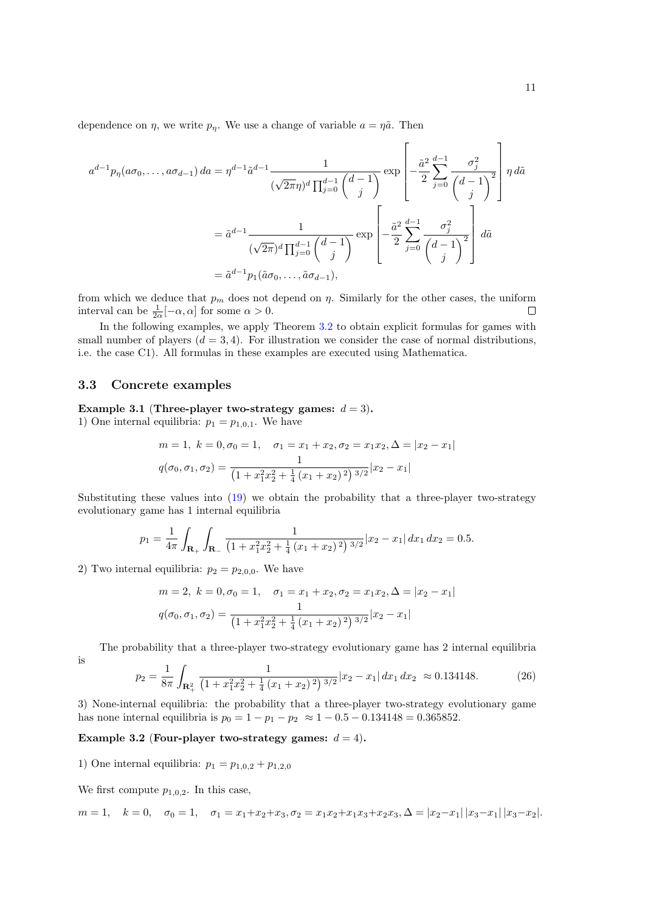dependence on $\eta$, we write $p_\eta$. We use a change of variable $a = \eta\tilde{a}$. Then

$$
\begin{aligned}
a^{d-1}p_\eta(a\sigma_0,\ldots,a\sigma_{d-1})\,da &= \eta^{d-1}\tilde{a}^{d-1}\frac{1}{(\sqrt{2\pi}\eta)^d\prod_{j=0}^{d-1}\begin{pmatrix}d-1\\ j\end{pmatrix}}\exp\left[-\frac{\tilde{a}^2}{2}\sum_{j=0}^{d-1}\frac{\sigma_j^2}{\begin{pmatrix}d-1\\ j\end{pmatrix}^2}\right]\eta\,d\tilde{a}\\
&= \tilde{a}^{d-1}\frac{1}{(\sqrt{2\pi})^d\prod_{j=0}^{d-1}\begin{pmatrix}d-1\\ j\end{pmatrix}}\exp\left[-\frac{\tilde{a}^2}{2}\sum_{j=0}^{d-1}\frac{\sigma_j^2}{\begin{pmatrix}d-1\\ j\end{pmatrix}^2}\right]d\tilde{a}\\
&= \tilde{a}^{d-1}p_1(\tilde{a}\sigma_0,\ldots,\tilde{a}\sigma_{d-1}),
\end{aligned}
$$

from which we deduce that $p_m$ does not depend on $\eta$. Similarly for the other cases, the uniform interval can be $\frac{1}{2\alpha}[-\alpha,\alpha]$ for some $\alpha>0$. $\square$

In the following examples, we apply Theorem 3.2 to obtain explicit formulas for games with small number of players ($d=3,4$). For illustration we consider the case of normal distributions, i.e. the case C1). All formulas in these examples are executed using Mathematica.

## 3.3 Concrete examples

**Example 3.1** (**Three-player two-strategy games:** $d=3$)**.**
1) One internal equilibria: $p_1 = p_{1,0,1}$. We have

$$
m=1,\ k=0,\sigma_0=1,\quad \sigma_1=x_1+x_2,\sigma_2=x_1x_2,\Delta=|x_2-x_1|
$$
$$
q(\sigma_0,\sigma_1,\sigma_2)=\frac{1}{\left(1+x_1^2x_2^2+\frac{1}{4}\left(x_1+x_2\right)^2\right)^{3/2}}|x_2-x_1|
$$

Substituting these values into (19) we obtain the probability that a three-player two-strategy evolutionary game has 1 internal equilibria

$$
p_1=\frac{1}{4\pi}\int_{\mathbf{R}_+}\int_{\mathbf{R}_-}\frac{1}{\left(1+x_1^2x_2^2+\frac{1}{4}\left(x_1+x_2\right)^2\right)^{3/2}}|x_2-x_1|\,dx_1\,dx_2=0.5.
$$

2) Two internal equilibria: $p_2=p_{2,0,0}$. We have

$$
m=2,\ k=0,\sigma_0=1,\quad \sigma_1=x_1+x_2,\sigma_2=x_1x_2,\Delta=|x_2-x_1|
$$
$$
q(\sigma_0,\sigma_1,\sigma_2)=\frac{1}{\left(1+x_1^2x_2^2+\frac{1}{4}\left(x_1+x_2\right)^2\right)^{3/2}}|x_2-x_1|
$$

The probability that a three-player two-strategy evolutionary game has 2 internal equilibria is

$$
p_2=\frac{1}{8\pi}\int_{\mathbf{R}_+^2}\frac{1}{\left(1+x_1^2x_2^2+\frac{1}{4}\left(x_1+x_2\right)^2\right)^{3/2}}|x_2-x_1|\,dx_1\,dx_2\ \approx 0.134148. \tag{26}
$$

3) None-internal equilibria: the probability that a three-player two-strategy evolutionary game has none internal equilibria is $p_0=1-p_1-p_2\ \approx 1-0.5-0.134148=0.365852$.

**Example 3.2** (**Four-player two-strategy games:** $d=4$)**.**

1) One internal equilibria: $p_1=p_{1,0,2}+p_{1,2,0}$

We first compute $p_{1,0,2}$. In this case,

$$
m=1,\quad k=0,\quad \sigma_0=1,\quad \sigma_1=x_1+x_2+x_3,\sigma_2=x_1x_2+x_1x_3+x_2x_3,\Delta=|x_2-x_1|\,|x_3-x_1|\,|x_3-x_2|.
$$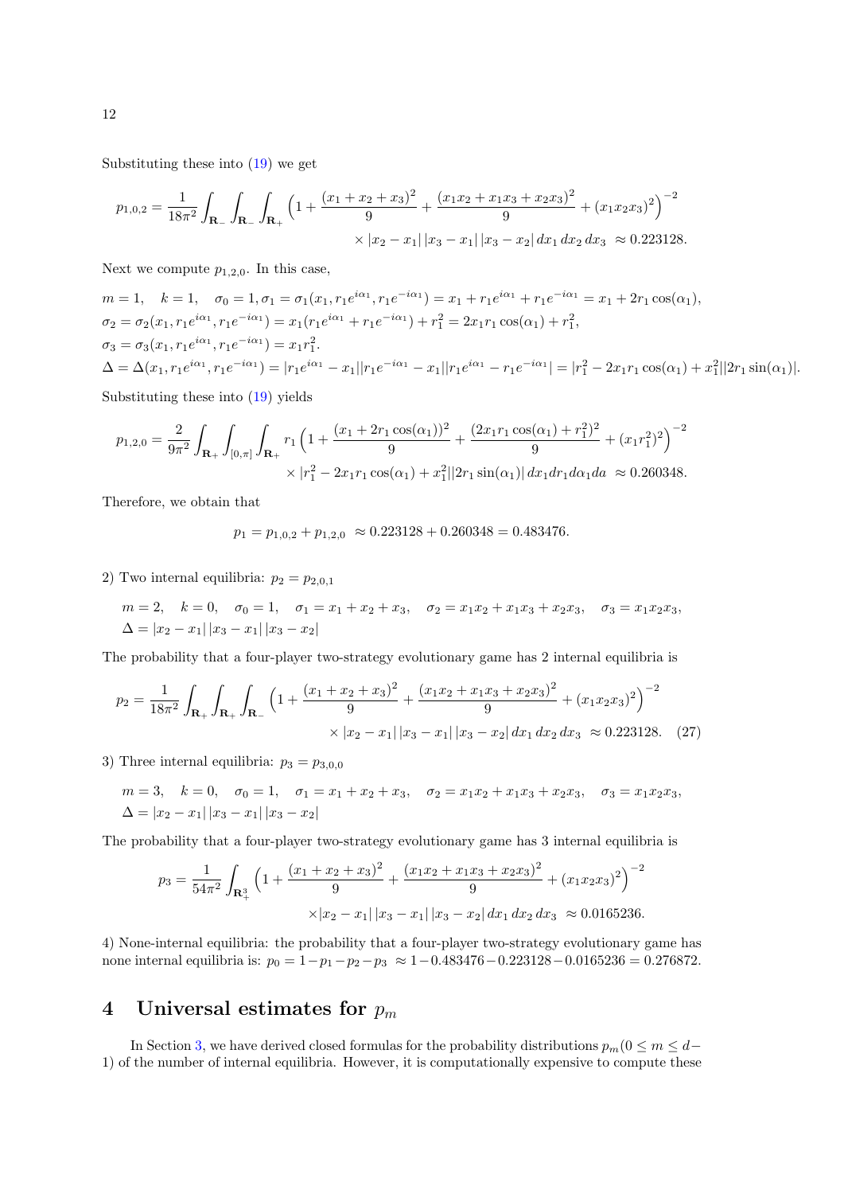Substituting these into (19) we get

$$p_{1,0,2} = \frac{1}{18\pi^2}\int_{\mathbf{R}_-}\int_{\mathbf{R}_-}\int_{\mathbf{R}_+}\Big(1+\frac{(x_1+x_2+x_3)^2}{9}+\frac{(x_1x_2+x_1x_3+x_2x_3)^2}{9}+(x_1x_2x_3)^2\Big)^{-2} \times |x_2-x_1|\,|x_3-x_1|\,|x_3-x_2|\,dx_1\,dx_2\,dx_3 \;\approx 0.223128.$$

Next we compute $p_{1,2,0}$. In this case,

$m=1, \quad k=1, \quad \sigma_0=1, \sigma_1=\sigma_1(x_1,r_1e^{i\alpha_1},r_1e^{-i\alpha_1}) = x_1+r_1e^{i\alpha_1}+r_1e^{-i\alpha_1} = x_1+2r_1\cos(\alpha_1),$

$\sigma_2=\sigma_2(x_1,r_1e^{i\alpha_1},r_1e^{-i\alpha_1}) = x_1(r_1e^{i\alpha_1}+r_1e^{-i\alpha_1})+r_1^2 = 2x_1r_1\cos(\alpha_1)+r_1^2,$

$\sigma_3=\sigma_3(x_1,r_1e^{i\alpha_1},r_1e^{-i\alpha_1}) = x_1r_1^2.$

$\Delta=\Delta(x_1,r_1e^{i\alpha_1},r_1e^{-i\alpha_1}) = |r_1e^{i\alpha_1}-x_1||r_1e^{-i\alpha_1}-x_1||r_1e^{i\alpha_1}-r_1e^{-i\alpha_1}| = |r_1^2-2x_1r_1\cos(\alpha_1)+x_1^2||2r_1\sin(\alpha_1)|.$

Substituting these into (19) yields

$$p_{1,2,0} = \frac{2}{9\pi^2}\int_{\mathbf{R}_+}\int_{[0,\pi]}\int_{\mathbf{R}_+} r_1\Big(1+\frac{(x_1+2r_1\cos(\alpha_1))^2}{9}+\frac{(2x_1r_1\cos(\alpha_1)+r_1^2)^2}{9}+(x_1r_1^2)^2\Big)^{-2} \times |r_1^2-2x_1r_1\cos(\alpha_1)+x_1^2||2r_1\sin(\alpha_1)|\,dx_1dr_1d\alpha_1da \;\approx 0.260348.$$

Therefore, we obtain that

$$p_1 = p_{1,0,2}+p_{1,2,0} \;\approx 0.223128+0.260348 = 0.483476.$$

2) Two internal equilibria: $p_2 = p_{2,0,1}$

$m=2, \quad k=0, \quad \sigma_0=1, \quad \sigma_1=x_1+x_2+x_3, \quad \sigma_2=x_1x_2+x_1x_3+x_2x_3, \quad \sigma_3=x_1x_2x_3,$
$\Delta=|x_2-x_1|\,|x_3-x_1|\,|x_3-x_2|$

The probability that a four-player two-strategy evolutionary game has 2 internal equilibria is

$$p_2 = \frac{1}{18\pi^2}\int_{\mathbf{R}_+}\int_{\mathbf{R}_+}\int_{\mathbf{R}_-}\Big(1+\frac{(x_1+x_2+x_3)^2}{9}+\frac{(x_1x_2+x_1x_3+x_2x_3)^2}{9}+(x_1x_2x_3)^2\Big)^{-2} \times |x_2-x_1|\,|x_3-x_1|\,|x_3-x_2|\,dx_1\,dx_2\,dx_3 \;\approx 0.223128. \quad (27)$$

3) Three internal equilibria: $p_3 = p_{3,0,0}$

$m=3, \quad k=0, \quad \sigma_0=1, \quad \sigma_1=x_1+x_2+x_3, \quad \sigma_2=x_1x_2+x_1x_3+x_2x_3, \quad \sigma_3=x_1x_2x_3,$
$\Delta=|x_2-x_1|\,|x_3-x_1|\,|x_3-x_2|$

The probability that a four-player two-strategy evolutionary game has 3 internal equilibria is

$$p_3 = \frac{1}{54\pi^2}\int_{\mathbf{R}_+^3}\Big(1+\frac{(x_1+x_2+x_3)^2}{9}+\frac{(x_1x_2+x_1x_3+x_2x_3)^2}{9}+(x_1x_2x_3)^2\Big)^{-2} \times |x_2-x_1|\,|x_3-x_1|\,|x_3-x_2|\,dx_1\,dx_2\,dx_3 \;\approx 0.0165236.$$

4) None-internal equilibria: the probability that a four-player two-strategy evolutionary game has none internal equilibria is: $p_0 = 1-p_1-p_2-p_3 \;\approx 1-0.483476-0.223128-0.0165236 = 0.276872.$

# 4 Universal estimates for $p_m$

In Section 3, we have derived closed formulas for the probability distributions $p_m (0 \le m \le d-1)$ of the number of internal equilibria. However, it is computationally expensive to compute these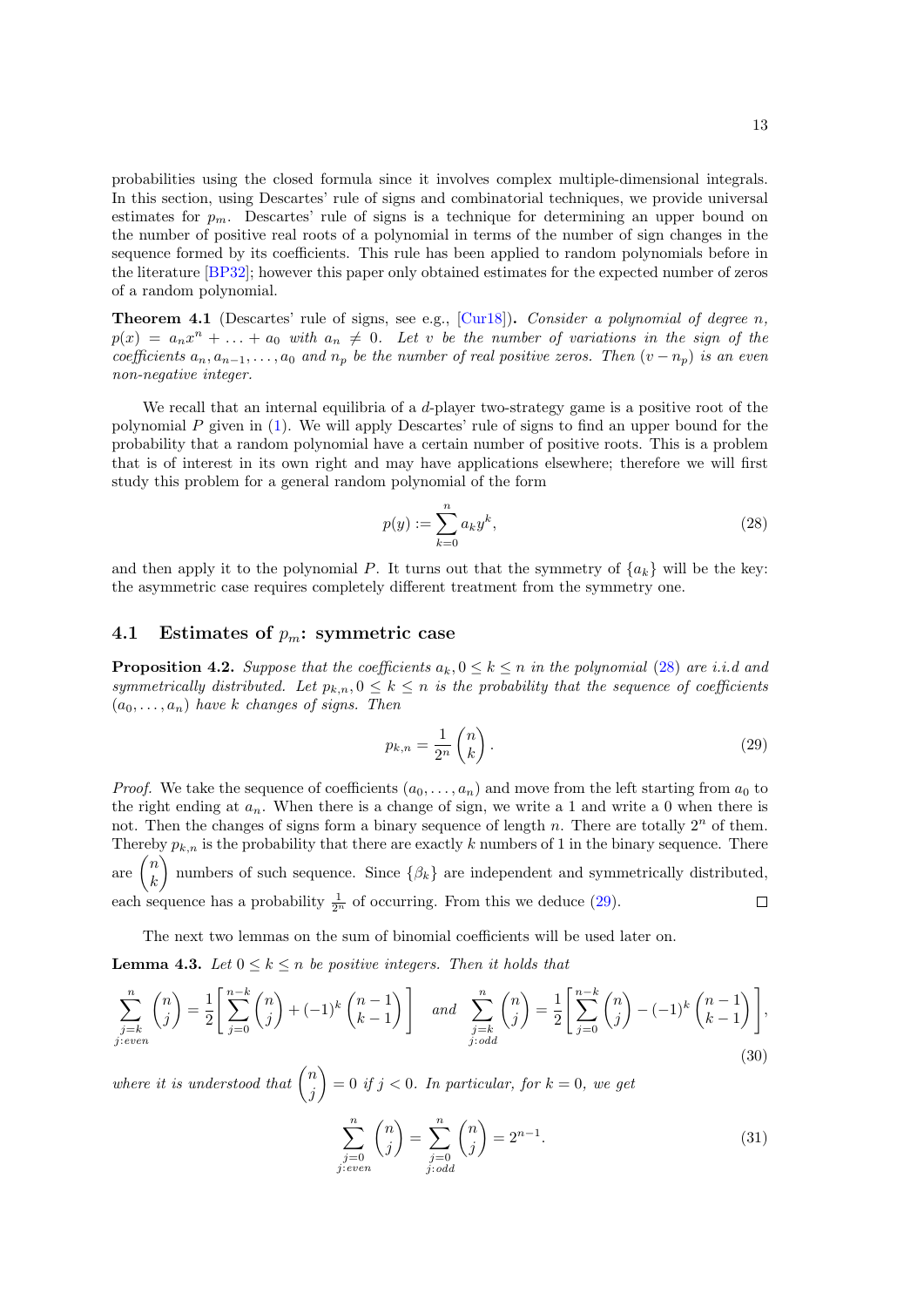probabilities using the closed formula since it involves complex multiple-dimensional integrals. In this section, using Descartes' rule of signs and combinatorial techniques, we provide universal estimates for $p_m$. Descartes' rule of signs is a technique for determining an upper bound on the number of positive real roots of a polynomial in terms of the number of sign changes in the sequence formed by its coefficients. This rule has been applied to random polynomials before in the literature [BP32]; however this paper only obtained estimates for the expected number of zeros of a random polynomial.

**Theorem 4.1** (Descartes' rule of signs, see e.g., [Cur18]). *Consider a polynomial of degree $n$, $p(x) = a_n x^n + \ldots + a_0$ with $a_n \neq 0$. Let $v$ be the number of variations in the sign of the coefficients $a_n, a_{n-1}, \ldots, a_0$ and $n_p$ be the number of real positive zeros. Then $(v - n_p)$ is an even non-negative integer.*

We recall that an internal equilibria of a $d$-player two-strategy game is a positive root of the polynomial $P$ given in (1). We will apply Descartes' rule of signs to find an upper bound for the probability that a random polynomial have a certain number of positive roots. This is a problem that is of interest in its own right and may have applications elsewhere; therefore we will first study this problem for a general random polynomial of the form

$$p(y) := \sum_{k=0}^{n} a_k y^k, \tag{28}$$

and then apply it to the polynomial $P$. It turns out that the symmetry of $\{a_k\}$ will be the key: the asymmetric case requires completely different treatment from the symmetry one.

## 4.1 Estimates of $p_m$: symmetric case

**Proposition 4.2.** *Suppose that the coefficients $a_k, 0 \leq k \leq n$ in the polynomial (28) are i.i.d and symmetrically distributed. Let $p_{k,n}, 0 \leq k \leq n$ is the probability that the sequence of coefficients $(a_0, \ldots, a_n)$ have $k$ changes of signs. Then*

$$p_{k,n} = \frac{1}{2^n} \binom{n}{k}. \tag{29}$$

*Proof.* We take the sequence of coefficients $(a_0, \ldots, a_n)$ and move from the left starting from $a_0$ to the right ending at $a_n$. When there is a change of sign, we write a 1 and write a 0 when there is not. Then the changes of signs form a binary sequence of length $n$. There are totally $2^n$ of them. Thereby $p_{k,n}$ is the probability that there are exactly $k$ numbers of 1 in the binary sequence. There are $\binom{n}{k}$ numbers of such sequence. Since $\{\beta_k\}$ are independent and symmetrically distributed, each sequence has a probability $\frac{1}{2^n}$ of occurring. From this we deduce (29). $\square$

The next two lemmas on the sum of binomial coefficients will be used later on.

**Lemma 4.3.** *Let $0 \leq k \leq n$ be positive integers. Then it holds that*

$$\sum_{\substack{j=k \\ j:even}}^{n} \binom{n}{j} = \frac{1}{2}\left[\sum_{j=0}^{n-k} \binom{n}{j} + (-1)^k \binom{n-1}{k-1}\right] \quad \text{and} \quad \sum_{\substack{j=k \\ j:odd}}^{n} \binom{n}{j} = \frac{1}{2}\left[\sum_{j=0}^{n-k} \binom{n}{j} - (-1)^k \binom{n-1}{k-1}\right], \tag{30}$$

*where it is understood that $\binom{n}{j} = 0$ if $j < 0$. In particular, for $k = 0$, we get*

$$\sum_{\substack{j=0 \\ j:even}}^{n} \binom{n}{j} = \sum_{\substack{j=0 \\ j:odd}}^{n} \binom{n}{j} = 2^{n-1}. \tag{31}$$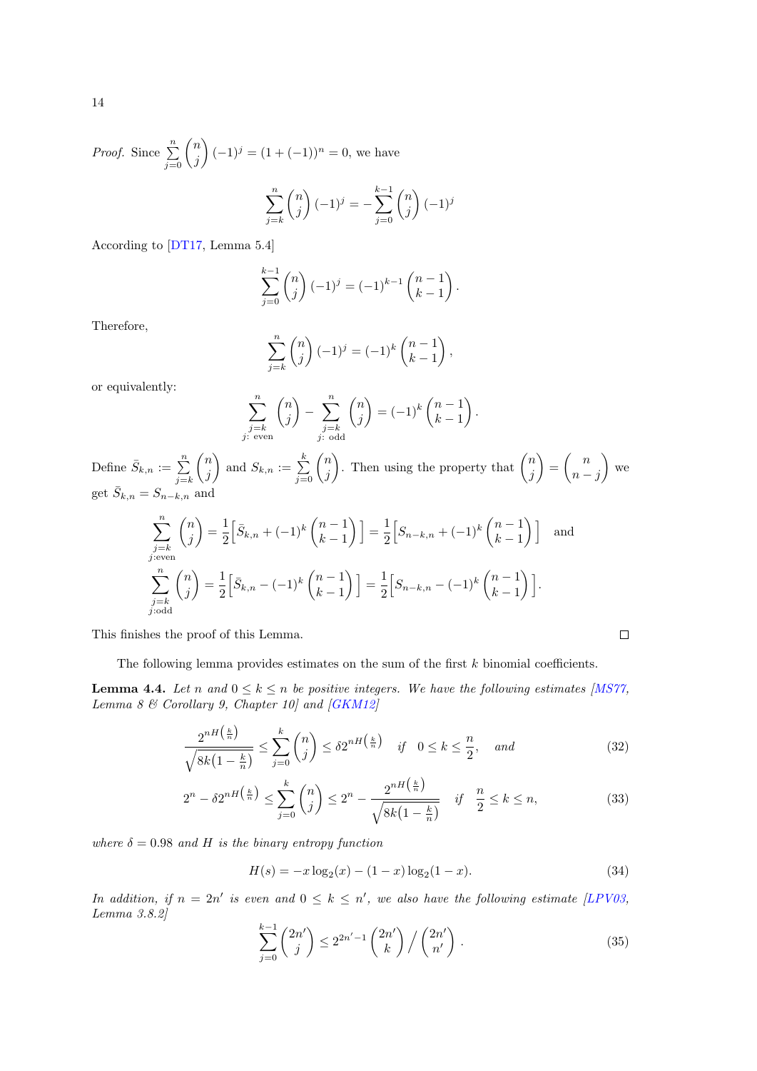*Proof.* Since $\sum_{j=0}^{n} \binom{n}{j} (-1)^j = (1+(-1))^n = 0$, we have

$$\sum_{j=k}^{n} \binom{n}{j} (-1)^j = -\sum_{j=0}^{k-1} \binom{n}{j} (-1)^j$$

According to [DT17, Lemma 5.4]

$$\sum_{j=0}^{k-1} \binom{n}{j} (-1)^j = (-1)^{k-1} \binom{n-1}{k-1}.$$

Therefore,

$$\sum_{j=k}^{n} \binom{n}{j} (-1)^j = (-1)^k \binom{n-1}{k-1},$$

or equivalently:

$$\sum_{\substack{j=k \\ j:\text{ even}}}^{n} \binom{n}{j} - \sum_{\substack{j=k \\ j:\text{ odd}}}^{n} \binom{n}{j} = (-1)^k \binom{n-1}{k-1}.$$

Define $\bar{S}_{k,n} := \sum_{j=k}^{n} \binom{n}{j}$ and $S_{k,n} := \sum_{j=0}^{k} \binom{n}{j}$. Then using the property that $\binom{n}{j} = \binom{n}{n-j}$ we get $\bar{S}_{k,n} = S_{n-k,n}$ and

$$\sum_{\substack{j=k \\ j:\text{even}}}^{n} \binom{n}{j} = \frac{1}{2}\Big[\bar{S}_{k,n} + (-1)^k \binom{n-1}{k-1}\Big] = \frac{1}{2}\Big[S_{n-k,n} + (-1)^k \binom{n-1}{k-1}\Big] \quad \text{and}$$

$$\sum_{\substack{j=k \\ j:\text{odd}}}^{n} \binom{n}{j} = \frac{1}{2}\Big[\bar{S}_{k,n} - (-1)^k \binom{n-1}{k-1}\Big] = \frac{1}{2}\Big[S_{n-k,n} - (-1)^k \binom{n-1}{k-1}\Big].$$

This finishes the proof of this Lemma. $\square$

The following lemma provides estimates on the sum of the first $k$ binomial coefficients.

**Lemma 4.4.** *Let $n$ and $0 \le k \le n$ be positive integers. We have the following estimates [MS77, Lemma 8 & Corollary 9, Chapter 10] and [GKM12]*

$$\frac{2^{nH\left(\frac{k}{n}\right)}}{\sqrt{8k\left(1-\frac{k}{n}\right)}} \le \sum_{j=0}^{k} \binom{n}{j} \le \delta 2^{nH\left(\frac{k}{n}\right)} \quad \text{if} \quad 0 \le k \le \frac{n}{2}, \quad \text{and} \tag{32}$$

$$2^n - \delta 2^{nH\left(\frac{k}{n}\right)} \le \sum_{j=0}^{k} \binom{n}{j} \le 2^n - \frac{2^{nH\left(\frac{k}{n}\right)}}{\sqrt{8k\left(1-\frac{k}{n}\right)}} \quad \text{if} \quad \frac{n}{2} \le k \le n, \tag{33}$$

*where $\delta = 0.98$ and $H$ is the binary entropy function*

$$H(s) = -x\log_2(x) - (1-x)\log_2(1-x). \tag{34}$$

*In addition, if $n = 2n'$ is even and $0 \le k \le n'$, we also have the following estimate [LPV03, Lemma 3.8.2]*

$$\sum_{j=0}^{k-1} \binom{2n'}{j} \le 2^{2n'-1} \binom{2n'}{k} \Big/ \binom{2n'}{n'}. \tag{35}$$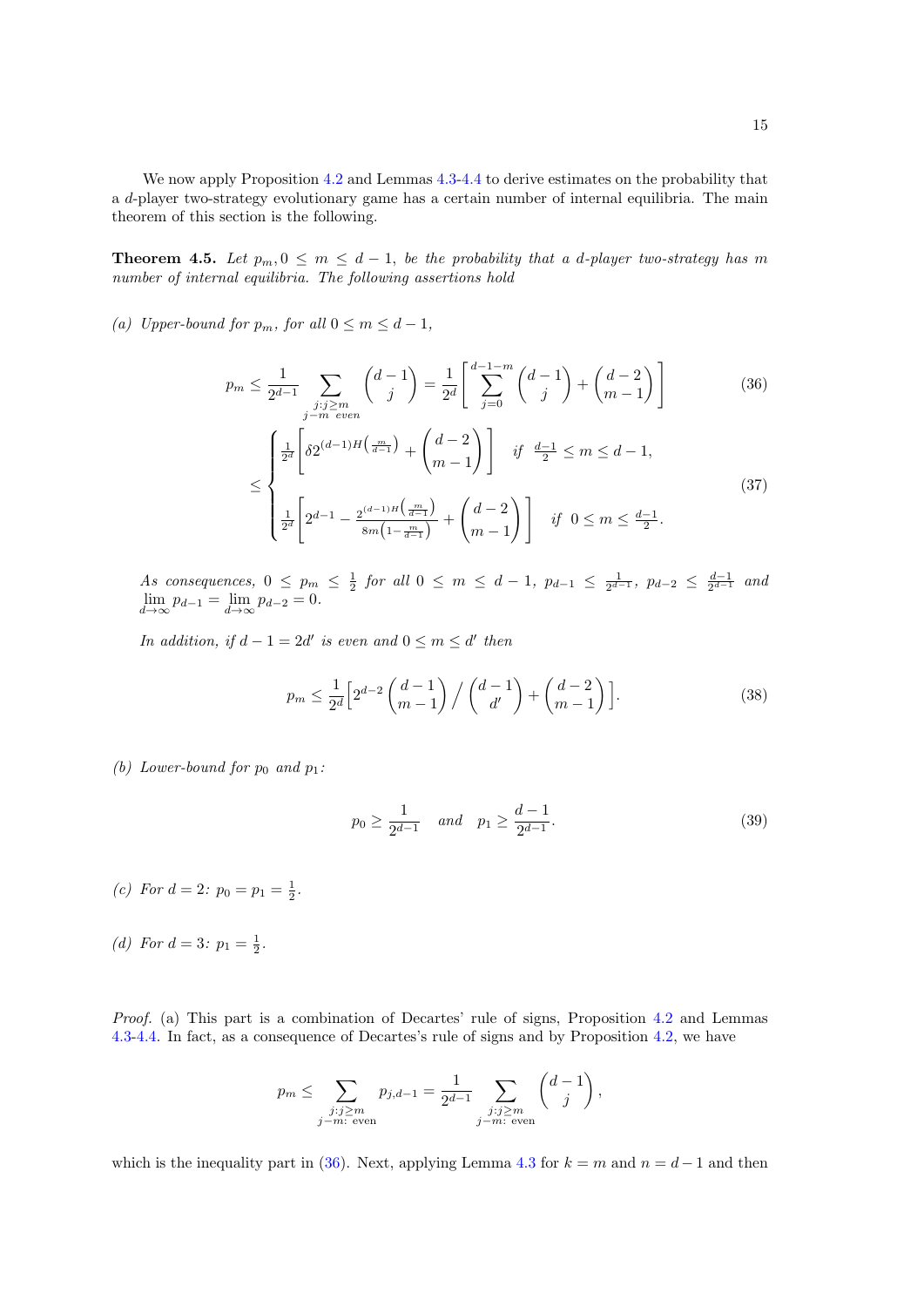We now apply Proposition 4.2 and Lemmas 4.3-4.4 to derive estimates on the probability that a $d$-player two-strategy evolutionary game has a certain number of internal equilibria. The main theorem of this section is the following.

**Theorem 4.5.** *Let $p_m, 0 \leq m \leq d-1$, be the probability that a $d$-player two-strategy has $m$ number of internal equilibria. The following assertions hold*

*(a) Upper-bound for $p_m$, for all $0 \leq m \leq d-1$,*

$$p_m \leq \frac{1}{2^{d-1}} \sum_{\substack{j: j \geq m \\ j-m \text{ even}}} \binom{d-1}{j} = \frac{1}{2^d}\left[\sum_{j=0}^{d-1-m}\binom{d-1}{j} + \binom{d-2}{m-1}\right] \tag{36}$$

$$\leq \begin{cases} \frac{1}{2^d}\left[\delta 2^{(d-1)H\left(\frac{m}{d-1}\right)} + \binom{d-2}{m-1}\right] & \text{if } \frac{d-1}{2} \leq m \leq d-1, \\ \frac{1}{2^d}\left[2^{d-1} - \frac{2^{(d-1)H\left(\frac{m}{d-1}\right)}}{8m\left(1-\frac{m}{d-1}\right)} + \binom{d-2}{m-1}\right] & \text{if } 0 \leq m \leq \frac{d-1}{2}. \end{cases} \tag{37}$$

*As consequences, $0 \leq p_m \leq \frac{1}{2}$ for all $0 \leq m \leq d-1$, $p_{d-1} \leq \frac{1}{2^{d-1}}$, $p_{d-2} \leq \frac{d-1}{2^{d-1}}$ and $\lim\limits_{d\to\infty} p_{d-1} = \lim\limits_{d\to\infty} p_{d-2} = 0$.*

*In addition, if $d-1 = 2d'$ is even and $0 \leq m \leq d'$ then*

$$p_m \leq \frac{1}{2^d}\Big[2^{d-2}\binom{d-1}{m-1}\Big/\binom{d-1}{d'} + \binom{d-2}{m-1}\Big]. \tag{38}$$

*(b) Lower-bound for $p_0$ and $p_1$:*

$$p_0 \geq \frac{1}{2^{d-1}} \quad \text{and} \quad p_1 \geq \frac{d-1}{2^{d-1}}. \tag{39}$$

*(c) For $d=2$: $p_0 = p_1 = \frac{1}{2}$.*

*(d) For $d=3$: $p_1 = \frac{1}{2}$.*

*Proof.* (a) This part is a combination of Decartes' rule of signs, Proposition 4.2 and Lemmas 4.3-4.4. In fact, as a consequence of Decartes's rule of signs and by Proposition 4.2, we have

$$p_m \leq \sum_{\substack{j: j \geq m \\ j-m: \text{ even}}} p_{j,d-1} = \frac{1}{2^{d-1}} \sum_{\substack{j: j \geq m \\ j-m: \text{ even}}} \binom{d-1}{j},$$

which is the inequality part in (36). Next, applying Lemma 4.3 for $k = m$ and $n = d-1$ and then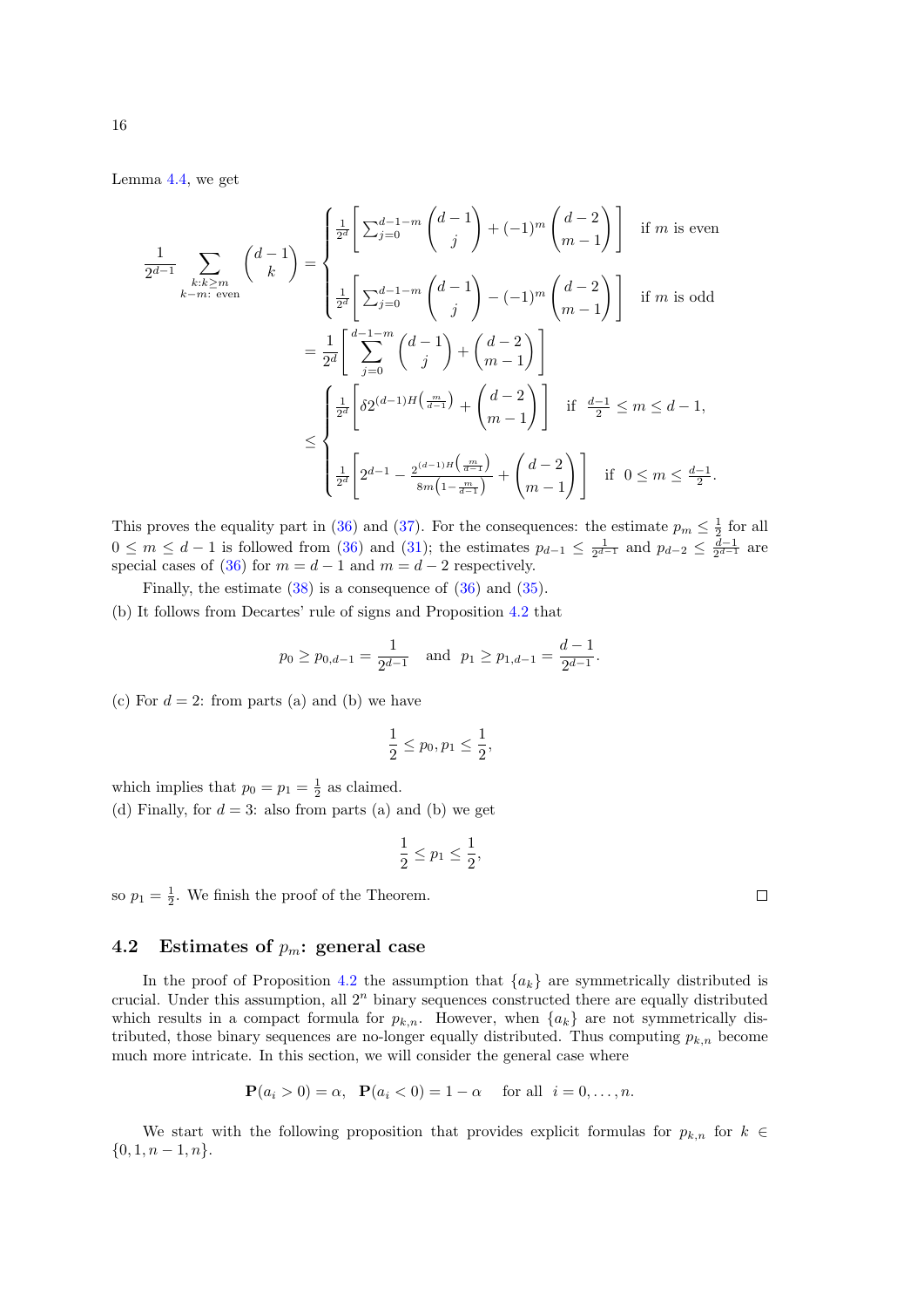Lemma 4.4, we get

$$
\frac{1}{2^{d-1}} \sum_{\substack{k:k\geq m\\ k-m:\text{ even}}} \binom{d-1}{k} = \begin{cases} \frac{1}{2^d}\left[\sum_{j=0}^{d-1-m}\binom{d-1}{j} + (-1)^m \binom{d-2}{m-1}\right] & \text{if } m \text{ is even} \\ \frac{1}{2^d}\left[\sum_{j=0}^{d-1-m}\binom{d-1}{j} - (-1)^m \binom{d-2}{m-1}\right] & \text{if } m \text{ is odd} \end{cases}
$$

$$
= \frac{1}{2^d}\left[\sum_{j=0}^{d-1-m}\binom{d-1}{j} + \binom{d-2}{m-1}\right]
$$

$$
\leq \begin{cases} \frac{1}{2^d}\left[\delta 2^{(d-1)H\left(\frac{m}{d-1}\right)} + \binom{d-2}{m-1}\right] & \text{if } \frac{d-1}{2} \leq m \leq d-1, \\ \frac{1}{2^d}\left[2^{d-1} - \frac{2^{(d-1)H\left(\frac{m}{d-1}\right)}}{8m\left(1-\frac{m}{d-1}\right)} + \binom{d-2}{m-1}\right] & \text{if } 0 \leq m \leq \frac{d-1}{2}. \end{cases}
$$

This proves the equality part in (36) and (37). For the consequences: the estimate $p_m \leq \frac{1}{2}$ for all $0 \leq m \leq d-1$ is followed from (36) and (31); the estimates $p_{d-1} \leq \frac{1}{2^{d-1}}$ and $p_{d-2} \leq \frac{d-1}{2^{d-1}}$ are special cases of (36) for $m = d-1$ and $m = d-2$ respectively.

Finally, the estimate (38) is a consequence of (36) and (35).

(b) It follows from Decartes' rule of signs and Proposition 4.2 that

$$
p_0 \geq p_{0,d-1} = \frac{1}{2^{d-1}} \quad \text{and} \quad p_1 \geq p_{1,d-1} = \frac{d-1}{2^{d-1}}.
$$

(c) For $d = 2$: from parts (a) and (b) we have

$$
\frac{1}{2} \leq p_0, p_1 \leq \frac{1}{2},
$$

which implies that $p_0 = p_1 = \frac{1}{2}$ as claimed.

(d) Finally, for $d = 3$: also from parts (a) and (b) we get

$$
\frac{1}{2} \leq p_1 \leq \frac{1}{2},
$$

so $p_1 = \frac{1}{2}$. We finish the proof of the Theorem. □

## 4.2 Estimates of $p_m$: general case

In the proof of Proposition 4.2 the assumption that $\{a_k\}$ are symmetrically distributed is crucial. Under this assumption, all $2^n$ binary sequences constructed there are equally distributed which results in a compact formula for $p_{k,n}$. However, when $\{a_k\}$ are not symmetrically distributed, those binary sequences are no-longer equally distributed. Thus computing $p_{k,n}$ become much more intricate. In this section, we will consider the general case where

$$
\mathbf{P}(a_i > 0) = \alpha, \quad \mathbf{P}(a_i < 0) = 1 - \alpha \quad \text{for all } \; i = 0, \ldots, n.
$$

We start with the following proposition that provides explicit formulas for $p_{k,n}$ for $k \in \{0, 1, n-1, n\}$.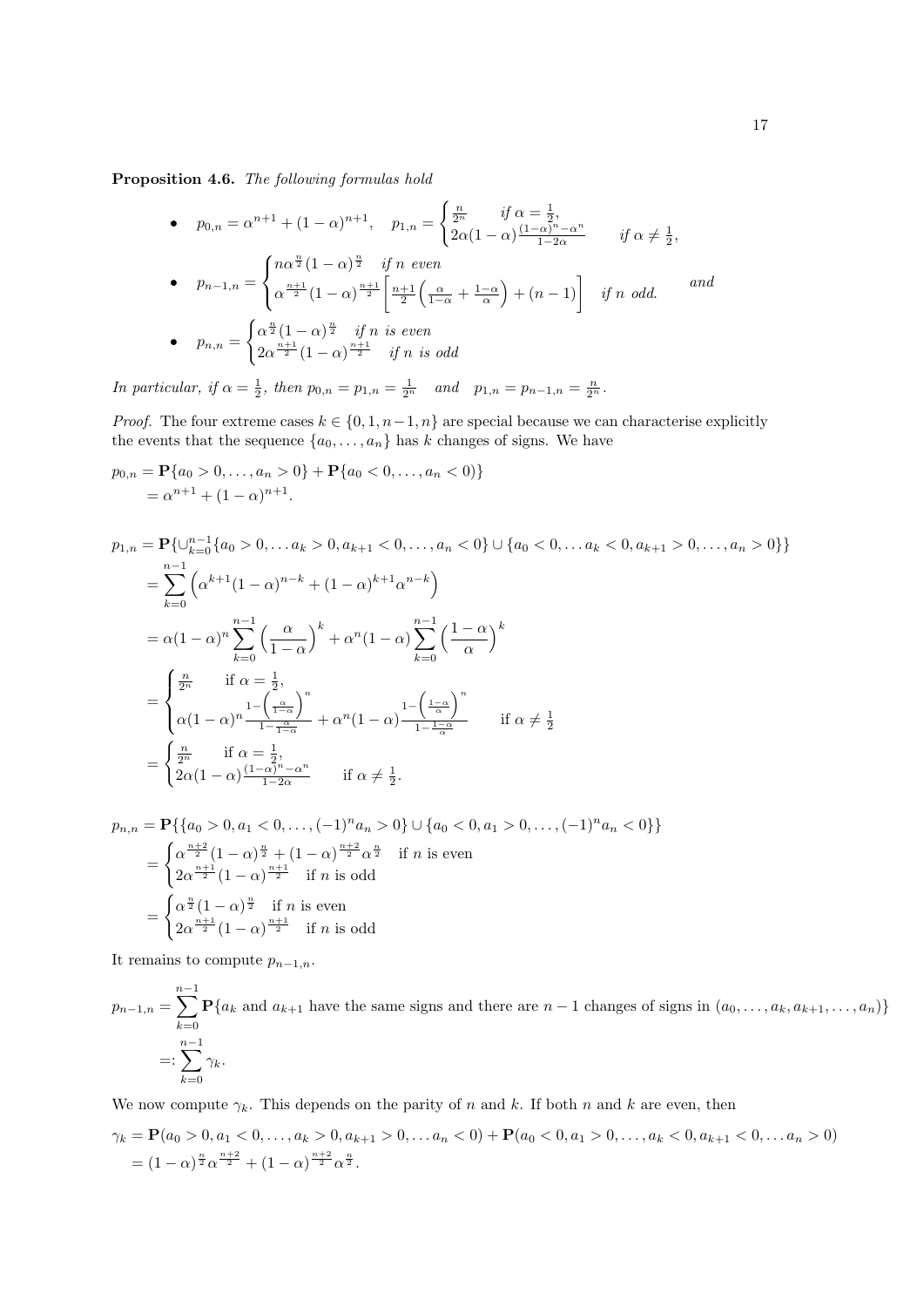**Proposition 4.6.** *The following formulas hold*

- $p_{0,n} = \alpha^{n+1} + (1-\alpha)^{n+1}, \quad p_{1,n} = \begin{cases} \frac{n}{2^n} & \text{if } \alpha = \frac{1}{2}, \\ 2\alpha(1-\alpha)\frac{(1-\alpha)^n - \alpha^n}{1-2\alpha} & \text{if } \alpha \neq \frac{1}{2}, \end{cases}$

- $p_{n-1,n} = \begin{cases} n\alpha^{\frac{n}{2}}(1-\alpha)^{\frac{n}{2}} & \text{if } n \text{ even} \\ \alpha^{\frac{n+1}{2}}(1-\alpha)^{\frac{n+1}{2}}\left[\frac{n+1}{2}\left(\frac{\alpha}{1-\alpha} + \frac{1-\alpha}{\alpha}\right) + (n-1)\right] & \text{if } n \text{ odd.} \end{cases}$ *and*

- $p_{n,n} = \begin{cases} \alpha^{\frac{n}{2}}(1-\alpha)^{\frac{n}{2}} & \text{if } n \text{ is even} \\ 2\alpha^{\frac{n+1}{2}}(1-\alpha)^{\frac{n+1}{2}} & \text{if } n \text{ is odd} \end{cases}$

*In particular, if* $\alpha = \frac{1}{2}$, *then* $p_{0,n} = p_{1,n} = \frac{1}{2^n}$ *and* $p_{1,n} = p_{n-1,n} = \frac{n}{2^n}$.

*Proof.* The four extreme cases $k \in \{0, 1, n-1, n\}$ are special because we can characterise explicitly the events that the sequence $\{a_0, \ldots, a_n\}$ has $k$ changes of signs. We have

$$
\begin{aligned}
p_{0,n} &= \mathbf{P}\{a_0 > 0, \ldots, a_n > 0\} + \mathbf{P}\{a_0 < 0, \ldots, a_n < 0)\} \\
&= \alpha^{n+1} + (1-\alpha)^{n+1}.
\end{aligned}
$$

$$
\begin{aligned}
p_{1,n} &= \mathbf{P}\{\cup_{k=0}^{n-1}\{a_0 > 0, \ldots a_k > 0, a_{k+1} < 0, \ldots, a_n < 0\} \cup \{a_0 < 0, \ldots a_k < 0, a_{k+1} > 0, \ldots, a_n > 0\}\} \\
&= \sum_{k=0}^{n-1}\Big(\alpha^{k+1}(1-\alpha)^{n-k} + (1-\alpha)^{k+1}\alpha^{n-k}\Big) \\
&= \alpha(1-\alpha)^n\sum_{k=0}^{n-1}\Big(\frac{\alpha}{1-\alpha}\Big)^k + \alpha^n(1-\alpha)\sum_{k=0}^{n-1}\Big(\frac{1-\alpha}{\alpha}\Big)^k \\
&= \begin{cases} \frac{n}{2^n} & \text{if } \alpha = \frac{1}{2}, \\ \alpha(1-\alpha)^n\frac{1-\left(\frac{\alpha}{1-\alpha}\right)^n}{1-\frac{\alpha}{1-\alpha}} + \alpha^n(1-\alpha)\frac{1-\left(\frac{1-\alpha}{\alpha}\right)^n}{1-\frac{1-\alpha}{\alpha}} & \text{if } \alpha \neq \frac{1}{2} \end{cases} \\
&= \begin{cases} \frac{n}{2^n} & \text{if } \alpha = \frac{1}{2}, \\ 2\alpha(1-\alpha)\frac{(1-\alpha)^n - \alpha^n}{1-2\alpha} & \text{if } \alpha \neq \frac{1}{2}. \end{cases}
\end{aligned}
$$

$$
\begin{aligned}
p_{n,n} &= \mathbf{P}\{\{a_0 > 0, a_1 < 0, \ldots, (-1)^n a_n > 0\} \cup \{a_0 < 0, a_1 > 0, \ldots, (-1)^n a_n < 0\}\} \\
&= \begin{cases} \alpha^{\frac{n+2}{2}}(1-\alpha)^{\frac{n}{2}} + (1-\alpha)^{\frac{n+2}{2}}\alpha^{\frac{n}{2}} & \text{if } n \text{ is even} \\ 2\alpha^{\frac{n+1}{2}}(1-\alpha)^{\frac{n+1}{2}} & \text{if } n \text{ is odd} \end{cases} \\
&= \begin{cases} \alpha^{\frac{n}{2}}(1-\alpha)^{\frac{n}{2}} & \text{if } n \text{ is even} \\ 2\alpha^{\frac{n+1}{2}}(1-\alpha)^{\frac{n+1}{2}} & \text{if } n \text{ is odd} \end{cases}
\end{aligned}
$$

It remains to compute $p_{n-1,n}$.

$$
\begin{aligned}
p_{n-1,n} &= \sum_{k=0}^{n-1}\mathbf{P}\{a_k \text{ and } a_{k+1} \text{ have the same signs and there are } n-1 \text{ changes of signs in } (a_0, \ldots, a_k, a_{k+1}, \ldots, a_n)\} \\
&=: \sum_{k=0}^{n-1}\gamma_k.
\end{aligned}
$$

We now compute $\gamma_k$. This depends on the parity of $n$ and $k$. If both $n$ and $k$ are even, then

$$
\begin{aligned}
\gamma_k &= \mathbf{P}(a_0 > 0, a_1 < 0, \ldots, a_k > 0, a_{k+1} > 0, \ldots a_n < 0) + \mathbf{P}(a_0 < 0, a_1 > 0, \ldots, a_k < 0, a_{k+1} < 0, \ldots a_n > 0) \\
&= (1-\alpha)^{\frac{n}{2}}\alpha^{\frac{n+2}{2}} + (1-\alpha)^{\frac{n+2}{2}}\alpha^{\frac{n}{2}}.
\end{aligned}
$$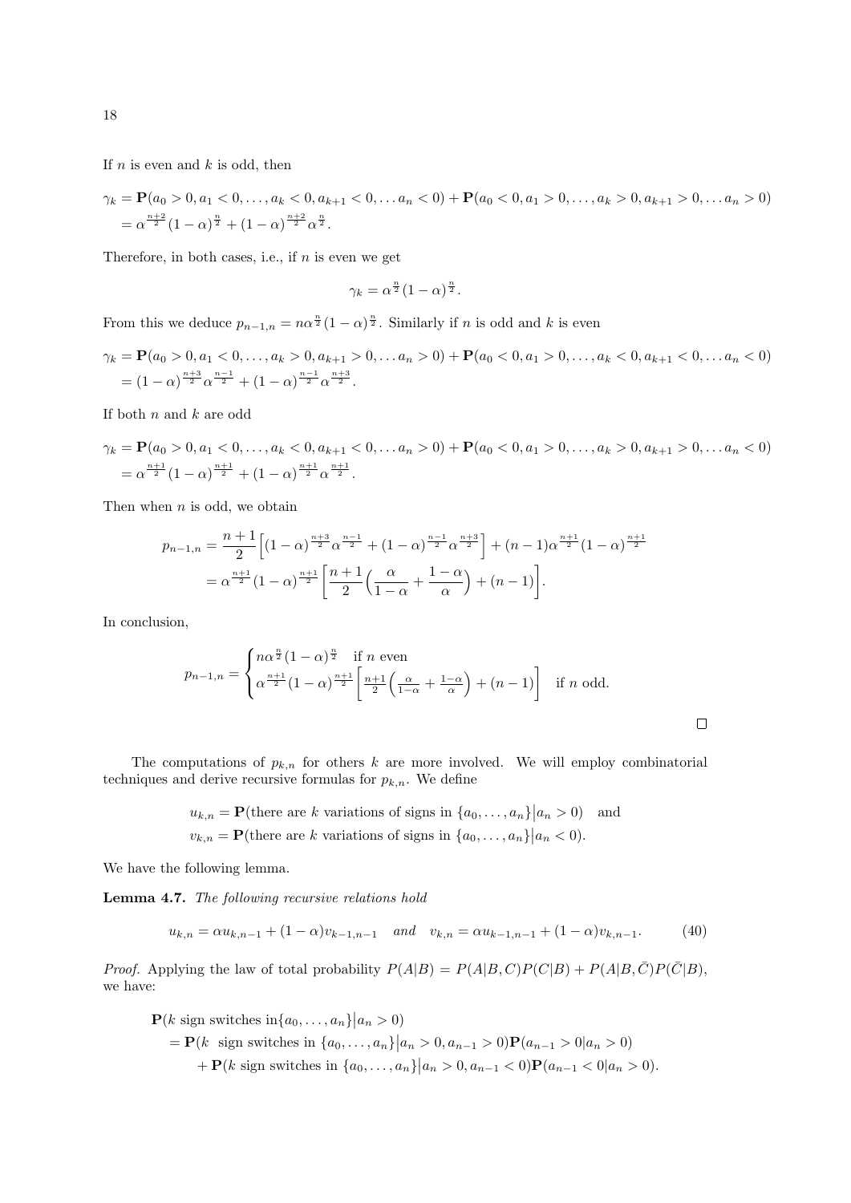If $n$ is even and $k$ is odd, then

$$
\begin{aligned}
\gamma_k &= \mathbf{P}(a_0 > 0, a_1 < 0, \ldots, a_k < 0, a_{k+1} < 0, \ldots a_n < 0) + \mathbf{P}(a_0 < 0, a_1 > 0, \ldots, a_k > 0, a_{k+1} > 0, \ldots a_n > 0) \\
&= \alpha^{\frac{n+2}{2}}(1-\alpha)^{\frac{n}{2}} + (1-\alpha)^{\frac{n+2}{2}}\alpha^{\frac{n}{2}}.
\end{aligned}
$$

Therefore, in both cases, i.e., if $n$ is even we get

$$
\gamma_k = \alpha^{\frac{n}{2}}(1-\alpha)^{\frac{n}{2}}.
$$

From this we deduce $p_{n-1,n} = n\alpha^{\frac{n}{2}}(1-\alpha)^{\frac{n}{2}}$. Similarly if $n$ is odd and $k$ is even

$$
\begin{aligned}
\gamma_k &= \mathbf{P}(a_0 > 0, a_1 < 0, \ldots, a_k > 0, a_{k+1} > 0, \ldots a_n > 0) + \mathbf{P}(a_0 < 0, a_1 > 0, \ldots, a_k < 0, a_{k+1} < 0, \ldots a_n < 0) \\
&= (1-\alpha)^{\frac{n+3}{2}}\alpha^{\frac{n-1}{2}} + (1-\alpha)^{\frac{n-1}{2}}\alpha^{\frac{n+3}{2}}.
\end{aligned}
$$

If both $n$ and $k$ are odd

$$
\begin{aligned}
\gamma_k &= \mathbf{P}(a_0 > 0, a_1 < 0, \ldots, a_k < 0, a_{k+1} < 0, \ldots a_n > 0) + \mathbf{P}(a_0 < 0, a_1 > 0, \ldots, a_k > 0, a_{k+1} > 0, \ldots a_n < 0) \\
&= \alpha^{\frac{n+1}{2}}(1-\alpha)^{\frac{n+1}{2}} + (1-\alpha)^{\frac{n+1}{2}}\alpha^{\frac{n+1}{2}}.
\end{aligned}
$$

Then when $n$ is odd, we obtain

$$
\begin{aligned}
p_{n-1,n} &= \frac{n+1}{2}\Big[(1-\alpha)^{\frac{n+3}{2}}\alpha^{\frac{n-1}{2}} + (1-\alpha)^{\frac{n-1}{2}}\alpha^{\frac{n+3}{2}}\Big] + (n-1)\alpha^{\frac{n+1}{2}}(1-\alpha)^{\frac{n+1}{2}} \\
&= \alpha^{\frac{n+1}{2}}(1-\alpha)^{\frac{n+1}{2}}\bigg[\frac{n+1}{2}\Big(\frac{\alpha}{1-\alpha} + \frac{1-\alpha}{\alpha}\Big) + (n-1)\bigg].
\end{aligned}
$$

In conclusion,

$$
p_{n-1,n} = \begin{cases} n\alpha^{\frac{n}{2}}(1-\alpha)^{\frac{n}{2}} & \text{if } n \text{ even} \\ \alpha^{\frac{n+1}{2}}(1-\alpha)^{\frac{n+1}{2}}\bigg[\frac{n+1}{2}\Big(\frac{\alpha}{1-\alpha} + \frac{1-\alpha}{\alpha}\Big) + (n-1)\bigg] & \text{if } n \text{ odd.} \end{cases}
$$

$\square$

The computations of $p_{k,n}$ for others $k$ are more involved. We will employ combinatorial techniques and derive recursive formulas for $p_{k,n}$. We define

$$
\begin{aligned}
u_{k,n} &= \mathbf{P}(\text{there are } k \text{ variations of signs in } \{a_0, \ldots, a_n\}\big|a_n > 0) \quad \text{and} \\
v_{k,n} &= \mathbf{P}(\text{there are } k \text{ variations of signs in } \{a_0, \ldots, a_n\}\big|a_n < 0).
\end{aligned}
$$

We have the following lemma.

**Lemma 4.7.** *The following recursive relations hold*

$$
u_{k,n} = \alpha u_{k,n-1} + (1-\alpha)v_{k-1,n-1} \quad \textit{and} \quad v_{k,n} = \alpha u_{k-1,n-1} + (1-\alpha)v_{k,n-1}. \tag{40}
$$

*Proof.* Applying the law of total probability $P(A|B) = P(A|B,C)P(C|B) + P(A|B,\bar{C})P(\bar{C}|B)$, we have:

$$
\begin{aligned}
&\mathbf{P}(k \text{ sign switches in} \{a_0, \ldots, a_n\}\big|a_n > 0) \\
&\quad = \mathbf{P}(k \text{ sign switches in } \{a_0, \ldots, a_n\}\big|a_n > 0, a_{n-1} > 0)\mathbf{P}(a_{n-1} > 0|a_n > 0) \\
&\qquad + \mathbf{P}(k \text{ sign switches in } \{a_0, \ldots, a_n\}\big|a_n > 0, a_{n-1} < 0)\mathbf{P}(a_{n-1} < 0|a_n > 0).
\end{aligned}
$$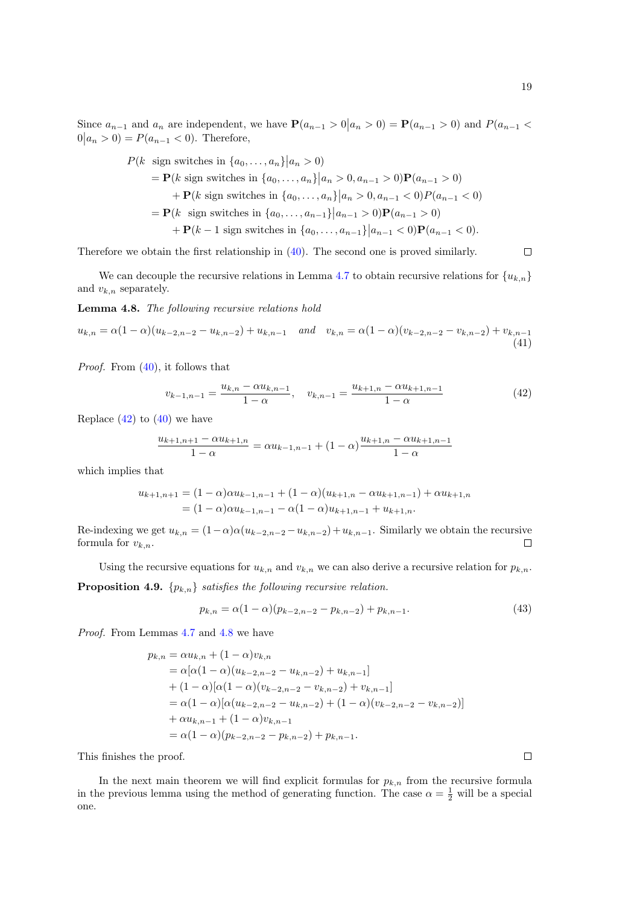Since $a_{n-1}$ and $a_n$ are independent, we have $\mathbf{P}(a_{n-1} > 0 \big| a_n > 0) = \mathbf{P}(a_{n-1} > 0)$ and $P(a_{n-1} < 0 \big| a_n > 0) = P(a_{n-1} < 0)$. Therefore,

$$
\begin{aligned}
&P(k \text{ sign switches in } \{a_0, \ldots, a_n\} \big| a_n > 0) \\
&\quad = \mathbf{P}(k \text{ sign switches in } \{a_0, \ldots, a_n\} \big| a_n > 0, a_{n-1} > 0)\mathbf{P}(a_{n-1} > 0) \\
&\qquad + \mathbf{P}(k \text{ sign switches in } \{a_0, \ldots, a_n\} \big| a_n > 0, a_{n-1} < 0)P(a_{n-1} < 0) \\
&\quad = \mathbf{P}(k \text{ sign switches in } \{a_0, \ldots, a_{n-1}\} \big| a_{n-1} > 0)\mathbf{P}(a_{n-1} > 0) \\
&\qquad + \mathbf{P}(k-1 \text{ sign switches in } \{a_0, \ldots, a_{n-1}\} \big| a_{n-1} < 0)\mathbf{P}(a_{n-1} < 0).
\end{aligned}
$$

Therefore we obtain the first relationship in (40). The second one is proved similarly. □

We can decouple the recursive relations in Lemma 4.7 to obtain recursive relations for $\{u_{k,n}\}$ and $v_{k,n}$ separately.

**Lemma 4.8.** *The following recursive relations hold*

$$
u_{k,n} = \alpha(1-\alpha)(u_{k-2,n-2} - u_{k,n-2}) + u_{k,n-1} \quad \textit{and} \quad v_{k,n} = \alpha(1-\alpha)(v_{k-2,n-2} - v_{k,n-2}) + v_{k,n-1} \tag{41}
$$

*Proof.* From (40), it follows that

$$
v_{k-1,n-1} = \frac{u_{k,n} - \alpha u_{k,n-1}}{1-\alpha}, \quad v_{k,n-1} = \frac{u_{k+1,n} - \alpha u_{k+1,n-1}}{1-\alpha} \tag{42}
$$

Replace (42) to (40) we have

$$
\frac{u_{k+1,n+1} - \alpha u_{k+1,n}}{1-\alpha} = \alpha u_{k-1,n-1} + (1-\alpha)\frac{u_{k+1,n} - \alpha u_{k+1,n-1}}{1-\alpha}
$$

which implies that

$$
\begin{aligned}
u_{k+1,n+1} &= (1-\alpha)\alpha u_{k-1,n-1} + (1-\alpha)(u_{k+1,n} - \alpha u_{k+1,n-1}) + \alpha u_{k+1,n} \\
&= (1-\alpha)\alpha u_{k-1,n-1} - \alpha(1-\alpha)u_{k+1,n-1} + u_{k+1,n}.
\end{aligned}
$$

Re-indexing we get $u_{k,n} = (1-\alpha)\alpha(u_{k-2,n-2} - u_{k,n-2}) + u_{k,n-1}$. Similarly we obtain the recursive formula for $v_{k,n}$. □

Using the recursive equations for $u_{k,n}$ and $v_{k,n}$ we can also derive a recursive relation for $p_{k,n}$.

**Proposition 4.9.** *$\{p_{k,n}\}$ satisfies the following recursive relation.*

$$
p_{k,n} = \alpha(1-\alpha)(p_{k-2,n-2} - p_{k,n-2}) + p_{k,n-1}. \tag{43}
$$

*Proof.* From Lemmas 4.7 and 4.8 we have

$$
\begin{aligned}
p_{k,n} &= \alpha u_{k,n} + (1-\alpha)v_{k,n} \\
&= \alpha[\alpha(1-\alpha)(u_{k-2,n-2} - u_{k,n-2}) + u_{k,n-1}] \\
&+ (1-\alpha)[\alpha(1-\alpha)(v_{k-2,n-2} - v_{k,n-2}) + v_{k,n-1}] \\
&= \alpha(1-\alpha)[\alpha(u_{k-2,n-2} - u_{k,n-2}) + (1-\alpha)(v_{k-2,n-2} - v_{k,n-2})] \\
&+ \alpha u_{k,n-1} + (1-\alpha)v_{k,n-1} \\
&= \alpha(1-\alpha)(p_{k-2,n-2} - p_{k,n-2}) + p_{k,n-1}.
\end{aligned}
$$

This finishes the proof. □

In the next main theorem we will find explicit formulas for $p_{k,n}$ from the recursive formula in the previous lemma using the method of generating function. The case $\alpha = \frac{1}{2}$ will be a special one.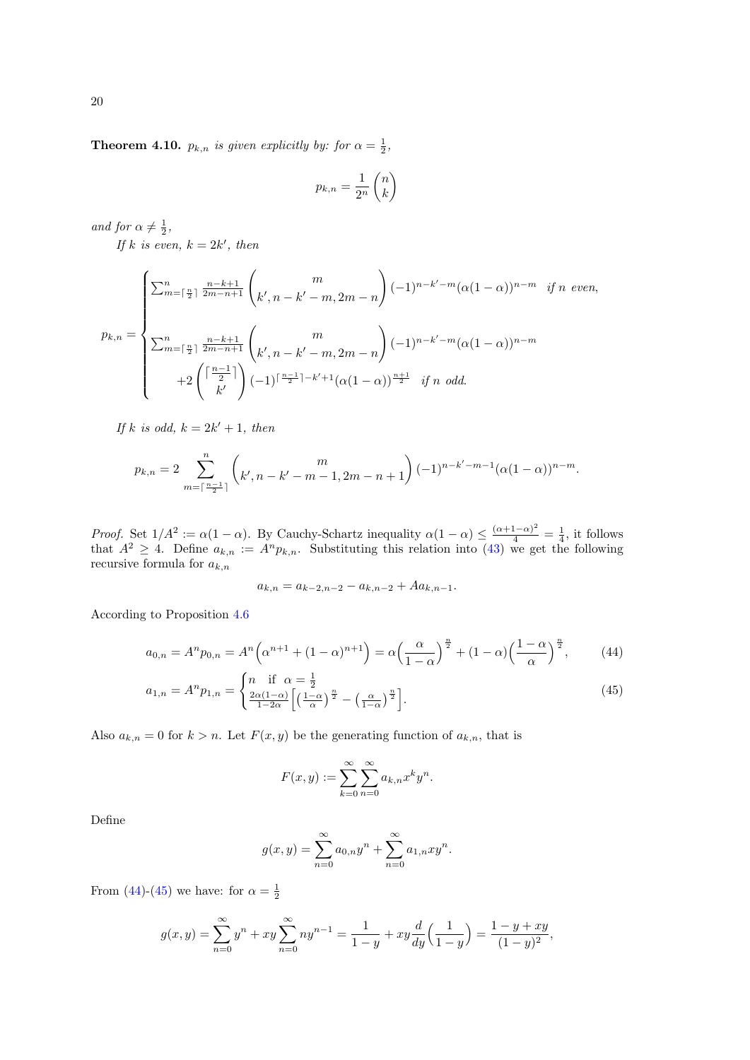**Theorem 4.10.** *$p_{k,n}$ is given explicitly by: for $\alpha = \frac{1}{2}$,*

$$p_{k,n} = \frac{1}{2^n}\binom{n}{k}$$

*and for $\alpha \neq \frac{1}{2}$,*

*If $k$ is even, $k = 2k'$, then*

$$p_{k,n} = \begin{cases} \sum_{m=\lceil \frac{n}{2} \rceil}^{n} \frac{n-k+1}{2m-n+1} \binom{m}{k', n-k'-m, 2m-n} (-1)^{n-k'-m} (\alpha(1-\alpha))^{n-m} & \text{if } n \text{ even}, \\ \sum_{m=\lceil \frac{n}{2} \rceil}^{n} \frac{n-k+1}{2m-n+1} \binom{m}{k', n-k'-m, 2m-n} (-1)^{n-k'-m} (\alpha(1-\alpha))^{n-m} \\ \qquad +2 \binom{\lceil \frac{n-1}{2} \rceil}{k'} (-1)^{\lceil \frac{n-1}{2} \rceil - k' + 1} (\alpha(1-\alpha))^{\frac{n+1}{2}} & \text{if } n \text{ odd}. \end{cases}$$

*If $k$ is odd, $k = 2k'+1$, then*

$$p_{k,n} = 2 \sum_{m=\lceil \frac{n-1}{2} \rceil}^{n} \binom{m}{k', n-k'-m-1, 2m-n+1} (-1)^{n-k'-m-1} (\alpha(1-\alpha))^{n-m}.$$

*Proof.* Set $1/A^2 := \alpha(1-\alpha)$. By Cauchy-Schartz inequality $\alpha(1-\alpha) \leq \frac{(\alpha+1-\alpha)^2}{4} = \frac{1}{4}$, it follows that $A^2 \geq 4$. Define $a_{k,n} := A^n p_{k,n}$. Substituting this relation into (43) we get the following recursive formula for $a_{k,n}$

$$a_{k,n} = a_{k-2,n-2} - a_{k,n-2} + A a_{k,n-1}.$$

According to Proposition 4.6

$$a_{0,n} = A^n p_{0,n} = A^n\Big(\alpha^{n+1} + (1-\alpha)^{n+1}\Big) = \alpha\Big(\frac{\alpha}{1-\alpha}\Big)^{\frac{n}{2}} + (1-\alpha)\Big(\frac{1-\alpha}{\alpha}\Big)^{\frac{n}{2}}, \tag{44}$$

$$a_{1,n} = A^n p_{1,n} = \begin{cases} n & \text{if } \alpha = \frac{1}{2} \\ \frac{2\alpha(1-\alpha)}{1-2\alpha}\Big[\big(\frac{1-\alpha}{\alpha}\big)^{\frac{n}{2}} - \big(\frac{\alpha}{1-\alpha}\big)^{\frac{n}{2}}\Big]. \end{cases} \tag{45}$$

Also $a_{k,n} = 0$ for $k > n$. Let $F(x,y)$ be the generating function of $a_{k,n}$, that is

$$F(x,y) := \sum_{k=0}^{\infty}\sum_{n=0}^{\infty} a_{k,n} x^k y^n.$$

Define

$$g(x,y) = \sum_{n=0}^{\infty} a_{0,n} y^n + \sum_{n=0}^{\infty} a_{1,n} x y^n.$$

From (44)-(45) we have: for $\alpha = \frac{1}{2}$

$$g(x,y) = \sum_{n=0}^{\infty} y^n + xy\sum_{n=0}^{\infty} n y^{n-1} = \frac{1}{1-y} + xy\frac{d}{dy}\Big(\frac{1}{1-y}\Big) = \frac{1-y+xy}{(1-y)^2},$$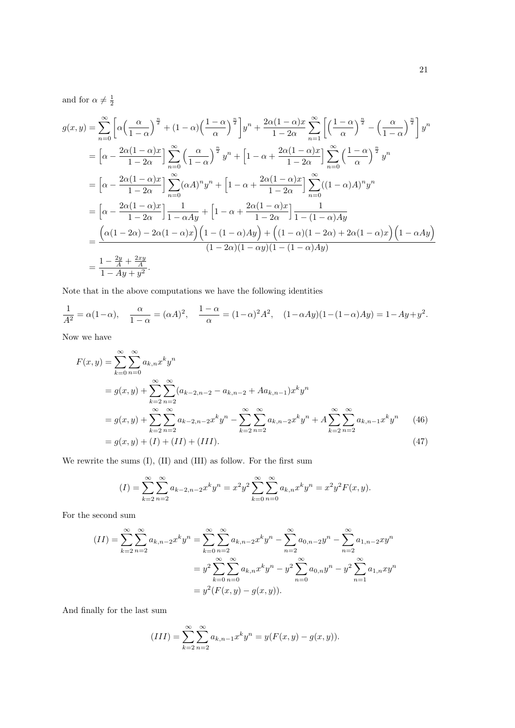and for $\alpha \neq \frac{1}{2}$

$$
\begin{aligned}
g(x,y) &= \sum_{n=0}^{\infty} \Big[\alpha\Big(\frac{\alpha}{1-\alpha}\Big)^{\frac{n}{2}} + (1-\alpha)\Big(\frac{1-\alpha}{\alpha}\Big)^{\frac{n}{2}}\Big] y^n + \frac{2\alpha(1-\alpha)x}{1-2\alpha} \sum_{n=1}^{\infty} \Big[\Big(\frac{1-\alpha}{\alpha}\Big)^{\frac{n}{2}} - \Big(\frac{\alpha}{1-\alpha}\Big)^{\frac{n}{2}}\Big] y^n \\
&= \Big[\alpha - \frac{2\alpha(1-\alpha)x}{1-2\alpha}\Big] \sum_{n=0}^{\infty} \Big(\frac{\alpha}{1-\alpha}\Big)^{\frac{n}{2}} y^n + \Big[1-\alpha + \frac{2\alpha(1-\alpha)x}{1-2\alpha}\Big] \sum_{n=0}^{\infty} \Big(\frac{1-\alpha}{\alpha}\Big)^{\frac{n}{2}} y^n \\
&= \Big[\alpha - \frac{2\alpha(1-\alpha)x}{1-2\alpha}\Big] \sum_{n=0}^{\infty} (\alpha A)^n y^n + \Big[1-\alpha + \frac{2\alpha(1-\alpha)x}{1-2\alpha}\Big] \sum_{n=0}^{\infty} ((1-\alpha)A)^n y^n \\
&= \Big[\alpha - \frac{2\alpha(1-\alpha)x}{1-2\alpha}\Big] \frac{1}{1-\alpha A y} + \Big[1-\alpha + \frac{2\alpha(1-\alpha)x}{1-2\alpha}\Big] \frac{1}{1-(1-\alpha)Ay} \\
&= \frac{\Big(\alpha(1-2\alpha) - 2\alpha(1-\alpha)x\Big)\Big(1-(1-\alpha)Ay\Big) + \Big((1-\alpha)(1-2\alpha) + 2\alpha(1-\alpha)x\Big)\Big(1-\alpha A y\Big)}{(1-2\alpha)(1-\alpha y)(1-(1-\alpha)Ay)} \\
&= \frac{1 - \frac{2y}{A} + \frac{2xy}{A}}{1 - Ay + y^2}.
\end{aligned}
$$

Note that in the above computations we have the following identities

$$
\frac{1}{A^2} = \alpha(1-\alpha), \quad \frac{\alpha}{1-\alpha} = (\alpha A)^2, \quad \frac{1-\alpha}{\alpha} = (1-\alpha)^2 A^2, \quad (1-\alpha A y)(1-(1-\alpha)Ay) = 1 - Ay + y^2.
$$

Now we have

$$
\begin{aligned}
F(x,y) &= \sum_{k=0}^{\infty}\sum_{n=0}^{\infty} a_{k,n} x^k y^n \\
&= g(x,y) + \sum_{k=2}^{\infty}\sum_{n=2}^{\infty} (a_{k-2,n-2} - a_{k,n-2} + A a_{k,n-1}) x^k y^n \\
&= g(x,y) + \sum_{k=2}^{\infty}\sum_{n=2}^{\infty} a_{k-2,n-2} x^k y^n - \sum_{k=2}^{\infty}\sum_{n=2}^{\infty} a_{k,n-2} x^k y^n + A \sum_{k=2}^{\infty}\sum_{n=2}^{\infty} a_{k,n-1} x^k y^n \qquad (46) \\
&= g(x,y) + (I) + (II) + (III). \qquad (47)
\end{aligned}
$$

We rewrite the sums (I), (II) and (III) as follow. For the first sum

$$
(I) = \sum_{k=2}^{\infty}\sum_{n=2}^{\infty} a_{k-2,n-2} x^k y^n = x^2 y^2 \sum_{k=0}^{\infty}\sum_{n=0}^{\infty} a_{k,n} x^k y^n = x^2 y^2 F(x,y).
$$

For the second sum

$$
\begin{aligned}
(II) = \sum_{k=2}^{\infty}\sum_{n=2}^{\infty} a_{k,n-2} x^k y^n &= \sum_{k=0}^{\infty}\sum_{n=2}^{\infty} a_{k,n-2} x^k y^n - \sum_{n=2}^{\infty} a_{0,n-2} y^n - \sum_{n=2}^{\infty} a_{1,n-2} x y^n \\
&= y^2 \sum_{k=0}^{\infty}\sum_{n=0}^{\infty} a_{k,n} x^k y^n - y^2 \sum_{n=0}^{\infty} a_{0,n} y^n - y^2 \sum_{n=1}^{\infty} a_{1,n} x y^n \\
&= y^2 (F(x,y) - g(x,y)).
\end{aligned}
$$

And finally for the last sum

$$
(III) = \sum_{k=2}^{\infty}\sum_{n=2}^{\infty} a_{k,n-1} x^k y^n = y(F(x,y) - g(x,y)).
$$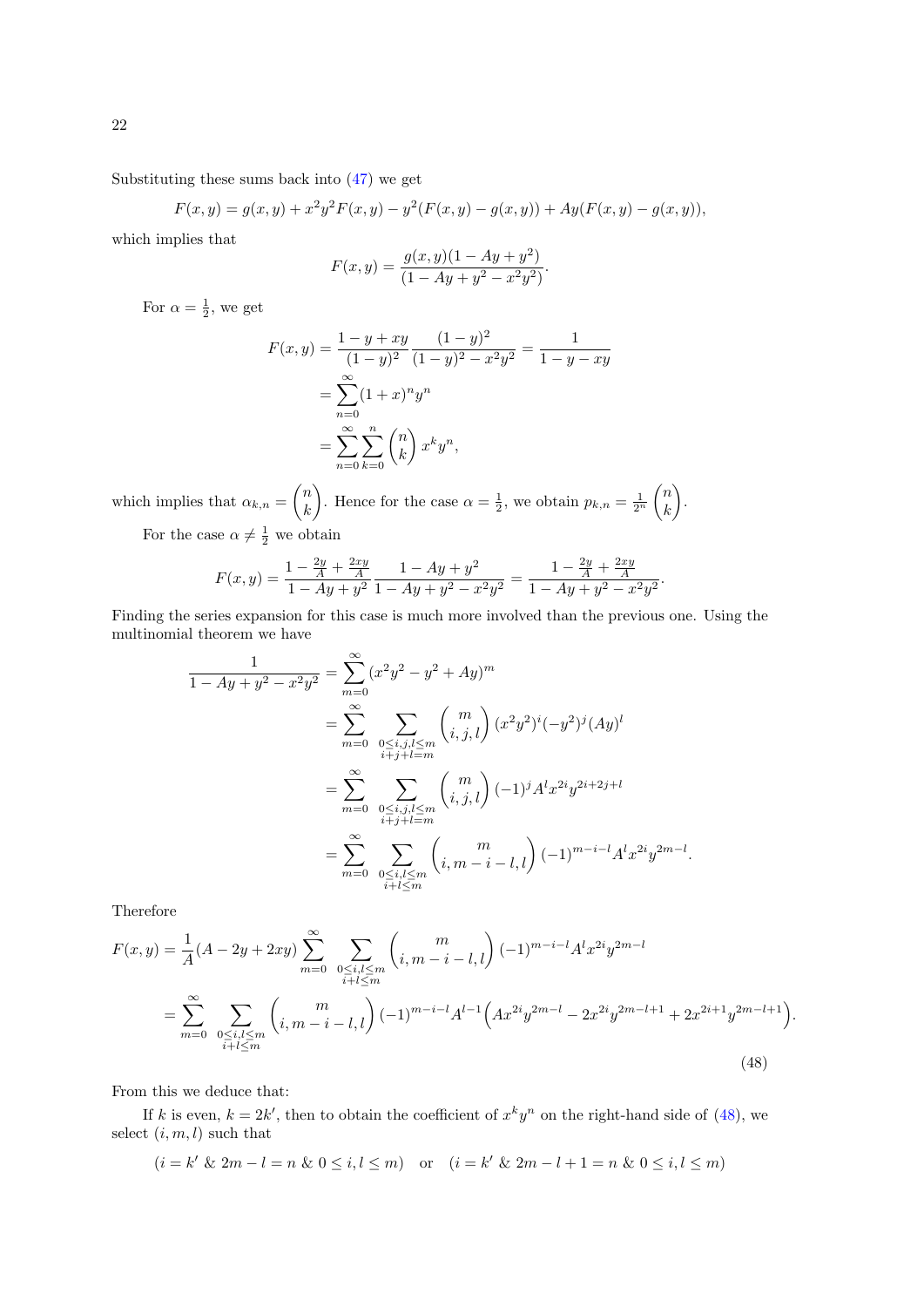Substituting these sums back into (47) we get

$$F(x,y) = g(x,y) + x^2y^2F(x,y) - y^2(F(x,y) - g(x,y)) + Ay(F(x,y) - g(x,y)),$$

which implies that

$$F(x,y) = \frac{g(x,y)(1 - Ay + y^2)}{(1 - Ay + y^2 - x^2y^2)}.$$

For $\alpha = \frac{1}{2}$, we get

$$\begin{aligned}
F(x,y) &= \frac{1 - y + xy}{(1-y)^2} \frac{(1-y)^2}{(1-y)^2 - x^2y^2} = \frac{1}{1 - y - xy} \\
&= \sum_{n=0}^{\infty} (1+x)^n y^n \\
&= \sum_{n=0}^{\infty} \sum_{k=0}^{n} \binom{n}{k} x^k y^n,
\end{aligned}$$

which implies that $\alpha_{k,n} = \binom{n}{k}$. Hence for the case $\alpha = \frac{1}{2}$, we obtain $p_{k,n} = \frac{1}{2^n}\binom{n}{k}$.

For the case $\alpha \neq \frac{1}{2}$ we obtain

$$F(x,y) = \frac{1 - \frac{2y}{A} + \frac{2xy}{A}}{1 - Ay + y^2} \frac{1 - Ay + y^2}{1 - Ay + y^2 - x^2y^2} = \frac{1 - \frac{2y}{A} + \frac{2xy}{A}}{1 - Ay + y^2 - x^2y^2}.$$

Finding the series expansion for this case is much more involved than the previous one. Using the multinomial theorem we have

$$\begin{aligned}
\frac{1}{1 - Ay + y^2 - x^2y^2} &= \sum_{m=0}^{\infty} (x^2y^2 - y^2 + Ay)^m \\
&= \sum_{m=0}^{\infty} \sum_{\substack{0 \le i,j,l \le m \\ i+j+l=m}} \binom{m}{i,j,l} (x^2y^2)^i (-y^2)^j (Ay)^l \\
&= \sum_{m=0}^{\infty} \sum_{\substack{0 \le i,j,l \le m \\ i+j+l=m}} \binom{m}{i,j,l} (-1)^j A^l x^{2i} y^{2i+2j+l} \\
&= \sum_{m=0}^{\infty} \sum_{\substack{0 \le i,l \le m \\ i+l \le m}} \binom{m}{i, m-i-l, l} (-1)^{m-i-l} A^l x^{2i} y^{2m-l}.
\end{aligned}$$

Therefore

$$\begin{aligned}
F(x,y) &= \frac{1}{A}(A - 2y + 2xy) \sum_{m=0}^{\infty} \sum_{\substack{0 \le i,l \le m \\ i+l \le m}} \binom{m}{i, m-i-l, l} (-1)^{m-i-l} A^l x^{2i} y^{2m-l} \\
&= \sum_{m=0}^{\infty} \sum_{\substack{0 \le i,l \le m \\ i+l \le m}} \binom{m}{i, m-i-l, l} (-1)^{m-i-l} A^{l-1} \Big( A x^{2i} y^{2m-l} - 2x^{2i} y^{2m-l+1} + 2x^{2i+1} y^{2m-l+1} \Big).
\end{aligned} \tag{48}$$

From this we deduce that:

If $k$ is even, $k = 2k'$, then to obtain the coefficient of $x^k y^n$ on the right-hand side of (48), we select $(i, m, l)$ such that

$$(i = k' \;\&\; 2m - l = n \;\&\; 0 \le i, l \le m) \quad \text{or} \quad (i = k' \;\&\; 2m - l + 1 = n \;\&\; 0 \le i, l \le m)$$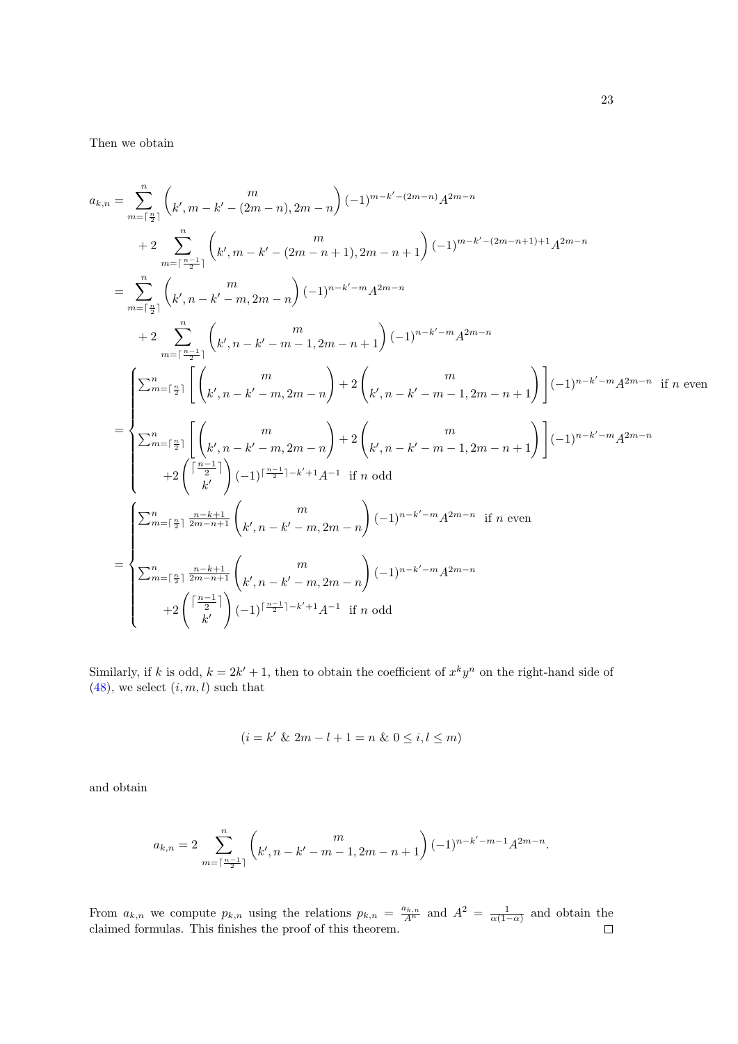Then we obtain

$$
\begin{aligned}
a_{k,n} &= \sum_{m=\lceil \frac{n}{2} \rceil}^{n} \binom{m}{k', m-k'-(2m-n), 2m-n} (-1)^{m-k'-(2m-n)} A^{2m-n} \\
&\quad + 2 \sum_{m=\lceil \frac{n-1}{2} \rceil}^{n} \binom{m}{k', m-k'-(2m-n+1), 2m-n+1} (-1)^{m-k'-(2m-n+1)+1} A^{2m-n} \\
&= \sum_{m=\lceil \frac{n}{2} \rceil}^{n} \binom{m}{k', n-k'-m, 2m-n} (-1)^{n-k'-m} A^{2m-n} \\
&\quad + 2 \sum_{m=\lceil \frac{n-1}{2} \rceil}^{n} \binom{m}{k', n-k'-m-1, 2m-n+1} (-1)^{n-k'-m} A^{2m-n} \\
&= \begin{cases}
\sum_{m=\lceil \frac{n}{2} \rceil}^{n} \left[ \binom{m}{k', n-k'-m, 2m-n} + 2\binom{m}{k', n-k'-m-1, 2m-n+1} \right] (-1)^{n-k'-m} A^{2m-n} & \text{if } n \text{ even} \\
\sum_{m=\lceil \frac{n}{2} \rceil}^{n} \left[ \binom{m}{k', n-k'-m, 2m-n} + 2\binom{m}{k', n-k'-m-1, 2m-n+1} \right] (-1)^{n-k'-m} A^{2m-n} & \\
\qquad +2 \binom{\lceil \frac{n-1}{2} \rceil}{k'} (-1)^{\lceil \frac{n-1}{2} \rceil - k' + 1} A^{-1} \quad \text{if } n \text{ odd} &
\end{cases} \\
&= \begin{cases}
\sum_{m=\lceil \frac{n}{2} \rceil}^{n} \frac{n-k+1}{2m-n+1} \binom{m}{k', n-k'-m, 2m-n} (-1)^{n-k'-m} A^{2m-n} & \text{if } n \text{ even} \\
\sum_{m=\lceil \frac{n}{2} \rceil}^{n} \frac{n-k+1}{2m-n+1} \binom{m}{k', n-k'-m, 2m-n} (-1)^{n-k'-m} A^{2m-n} & \\
\qquad +2 \binom{\lceil \frac{n-1}{2} \rceil}{k'} (-1)^{\lceil \frac{n-1}{2} \rceil - k' + 1} A^{-1} \quad \text{if } n \text{ odd} &
\end{cases}
\end{aligned}
$$

Similarly, if $k$ is odd, $k = 2k'+1$, then to obtain the coefficient of $x^k y^n$ on the right-hand side of (48), we select $(i, m, l)$ such that

$$
(i = k' \ \& \ 2m - l + 1 = n \ \& \ 0 \leq i, l \leq m)
$$

and obtain

$$
a_{k,n} = 2 \sum_{m=\lceil \frac{n-1}{2} \rceil}^{n} \binom{m}{k', n-k'-m-1, 2m-n+1} (-1)^{n-k'-m-1} A^{2m-n}.
$$

From $a_{k,n}$ we compute $p_{k,n}$ using the relations $p_{k,n} = \frac{a_{k,n}}{A^n}$ and $A^2 = \frac{1}{\alpha(1-\alpha)}$ and obtain the claimed formulas. This finishes the proof of this theorem. $\square$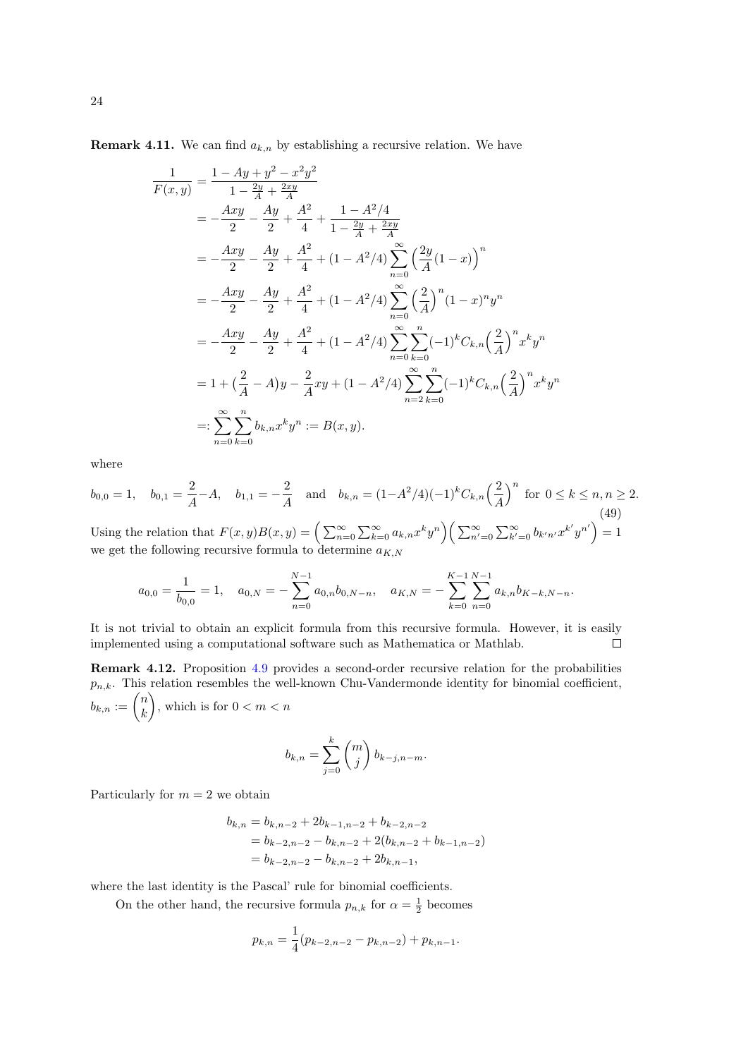**Remark 4.11.** We can find $a_{k,n}$ by establishing a recursive relation. We have

$$
\begin{aligned}
\frac{1}{F(x,y)} &= \frac{1 - Ay + y^2 - x^2y^2}{1 - \frac{2y}{A} + \frac{2xy}{A}} \\
&= -\frac{Axy}{2} - \frac{Ay}{2} + \frac{A^2}{4} + \frac{1 - A^2/4}{1 - \frac{2y}{A} + \frac{2xy}{A}} \\
&= -\frac{Axy}{2} - \frac{Ay}{2} + \frac{A^2}{4} + (1 - A^2/4) \sum_{n=0}^{\infty} \Big(\frac{2y}{A}(1-x)\Big)^n \\
&= -\frac{Axy}{2} - \frac{Ay}{2} + \frac{A^2}{4} + (1 - A^2/4) \sum_{n=0}^{\infty} \Big(\frac{2}{A}\Big)^n (1-x)^n y^n \\
&= -\frac{Axy}{2} - \frac{Ay}{2} + \frac{A^2}{4} + (1 - A^2/4) \sum_{n=0}^{\infty} \sum_{k=0}^{n} (-1)^k C_{k,n} \Big(\frac{2}{A}\Big)^n x^k y^n \\
&= 1 + \big(\frac{2}{A} - A\big)y - \frac{2}{A}xy + (1 - A^2/4) \sum_{n=2}^{\infty} \sum_{k=0}^{n} (-1)^k C_{k,n} \Big(\frac{2}{A}\Big)^n x^k y^n \\
&=: \sum_{n=0}^{\infty} \sum_{k=0}^{n} b_{k,n} x^k y^n := B(x,y).
\end{aligned}
$$

where

$$
b_{0,0} = 1, \quad b_{0,1} = \frac{2}{A} - A, \quad b_{1,1} = -\frac{2}{A} \quad \text{and} \quad b_{k,n} = (1 - A^2/4)(-1)^k C_{k,n} \Big(\frac{2}{A}\Big)^n \text{ for } 0 \le k \le n, n \ge 2. \tag{49}
$$

Using the relation that $F(x,y)B(x,y) = \Big(\sum_{n=0}^{\infty} \sum_{k=0}^{\infty} a_{k,n} x^k y^n\Big) \Big(\sum_{n'=0}^{\infty} \sum_{k'=0}^{\infty} b_{k'n'} x^{k'} y^{n'}\Big) = 1$ we get the following recursive formula to determine $a_{K,N}$

$$
a_{0,0} = \frac{1}{b_{0,0}} = 1, \quad a_{0,N} = -\sum_{n=0}^{N-1} a_{0,n} b_{0,N-n}, \quad a_{K,N} = -\sum_{k=0}^{K-1} \sum_{n=0}^{N-1} a_{k,n} b_{K-k,N-n}.
$$

It is not trivial to obtain an explicit formula from this recursive formula. However, it is easily implemented using a computational software such as Mathematica or Mathlab. □

**Remark 4.12.** Proposition 4.9 provides a second-order recursive relation for the probabilities $p_{n,k}$. This relation resembles the well-known Chu-Vandermonde identity for binomial coefficient, $b_{k,n} := \binom{n}{k}$, which is for $0 < m < n$

$$
b_{k,n} = \sum_{j=0}^{k} \binom{m}{j} b_{k-j,n-m}.
$$

Particularly for $m = 2$ we obtain

$$
\begin{aligned}
b_{k,n} &= b_{k,n-2} + 2b_{k-1,n-2} + b_{k-2,n-2} \\
&= b_{k-2,n-2} - b_{k,n-2} + 2(b_{k,n-2} + b_{k-1,n-2}) \\
&= b_{k-2,n-2} - b_{k,n-2} + 2b_{k,n-1},
\end{aligned}
$$

where the last identity is the Pascal' rule for binomial coefficients.

On the other hand, the recursive formula $p_{n,k}$ for $\alpha = \frac{1}{2}$ becomes

$$
p_{k,n} = \frac{1}{4}(p_{k-2,n-2} - p_{k,n-2}) + p_{k,n-1}.
$$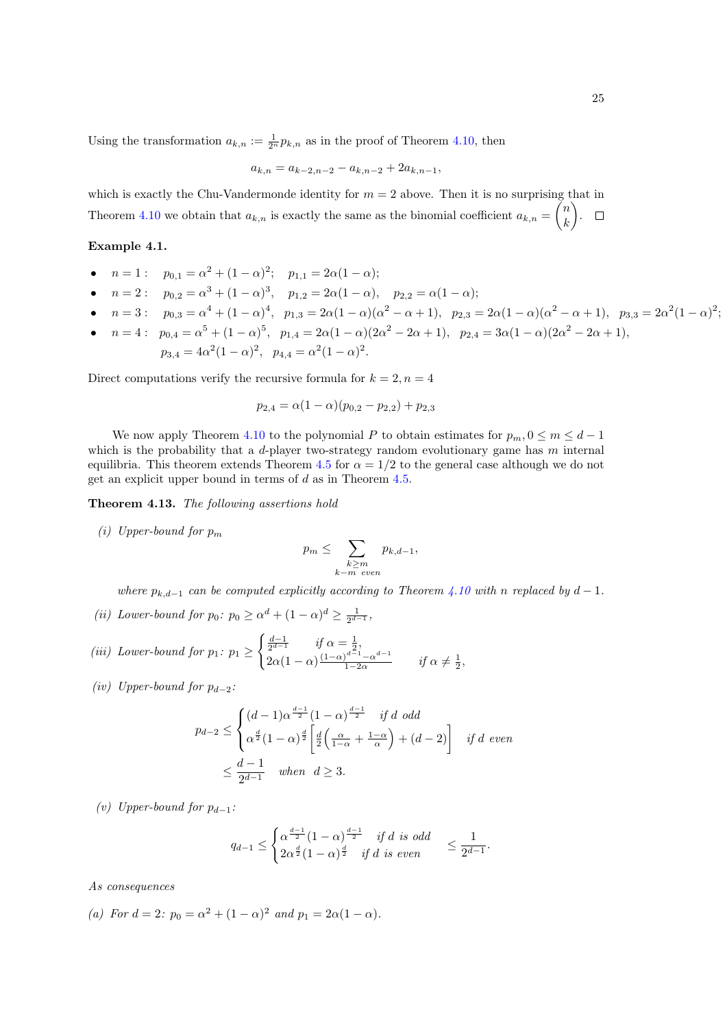Using the transformation $a_{k,n} := \frac{1}{2^n} p_{k,n}$ as in the proof of Theorem 4.10, then

$$a_{k,n} = a_{k-2,n-2} - a_{k,n-2} + 2a_{k,n-1},$$

which is exactly the Chu-Vandermonde identity for $m = 2$ above. Then it is no surprising that in Theorem 4.10 we obtain that $a_{k,n}$ is exactly the same as the binomial coefficient $a_{k,n} = \binom{n}{k}$. $\square$

**Example 4.1.**

- $n = 1: \quad p_{0,1} = \alpha^2 + (1-\alpha)^2; \quad p_{1,1} = 2\alpha(1-\alpha);$
- $n = 2: \quad p_{0,2} = \alpha^3 + (1-\alpha)^3, \quad p_{1,2} = 2\alpha(1-\alpha), \quad p_{2,2} = \alpha(1-\alpha);$
- $n = 3: \quad p_{0,3} = \alpha^4 + (1-\alpha)^4, \quad p_{1,3} = 2\alpha(1-\alpha)(\alpha^2 - \alpha + 1), \quad p_{2,3} = 2\alpha(1-\alpha)(\alpha^2 - \alpha + 1), \quad p_{3,3} = 2\alpha^2(1-\alpha)^2;$
- $n = 4: \quad p_{0,4} = \alpha^5 + (1-\alpha)^5, \quad p_{1,4} = 2\alpha(1-\alpha)(2\alpha^2 - 2\alpha + 1), \quad p_{2,4} = 3\alpha(1-\alpha)(2\alpha^2 - 2\alpha + 1),$
  $p_{3,4} = 4\alpha^2(1-\alpha)^2, \quad p_{4,4} = \alpha^2(1-\alpha)^2.$

Direct computations verify the recursive formula for $k = 2, n = 4$

$$p_{2,4} = \alpha(1-\alpha)(p_{0,2} - p_{2,2}) + p_{2,3}$$

We now apply Theorem 4.10 to the polynomial $P$ to obtain estimates for $p_m, 0 \le m \le d-1$ which is the probability that a $d$-player two-strategy random evolutionary game has $m$ internal equilibria. This theorem extends Theorem 4.5 for $\alpha = 1/2$ to the general case although we do not get an explicit upper bound in terms of $d$ as in Theorem 4.5.

**Theorem 4.13.** *The following assertions hold*

*(i) Upper-bound for $p_m$*

$$p_m \le \sum_{\substack{k \ge m \\ k-m \text{ even}}} p_{k,d-1},$$

*where $p_{k,d-1}$ can be computed explicitly according to Theorem 4.10 with $n$ replaced by $d-1$.*

*(ii) Lower-bound for $p_0$: $p_0 \ge \alpha^d + (1-\alpha)^d \ge \frac{1}{2^{d-1}}$,*

*(iii) Lower-bound for $p_1$:* $p_1 \ge \begin{cases} \frac{d-1}{2^{d-1}} & \text{if } \alpha = \frac{1}{2}, \\ 2\alpha(1-\alpha)\frac{(1-\alpha)^{d-1} - \alpha^{d-1}}{1-2\alpha} & \text{if } \alpha \neq \frac{1}{2}, \end{cases}$

*(iv) Upper-bound for $p_{d-2}$:*

$$p_{d-2} \le \begin{cases} (d-1)\alpha^{\frac{d-1}{2}}(1-\alpha)^{\frac{d-1}{2}} & \text{if } d \text{ odd} \\ \alpha^{\frac{d}{2}}(1-\alpha)^{\frac{d}{2}}\left[\frac{d}{2}\left(\frac{\alpha}{1-\alpha} + \frac{1-\alpha}{\alpha}\right) + (d-2)\right] & \text{if } d \text{ even} \end{cases}$$
$$\le \frac{d-1}{2^{d-1}} \quad \text{when } d \ge 3.$$

*(v) Upper-bound for $p_{d-1}$:*

$$q_{d-1} \le \begin{cases} \alpha^{\frac{d-1}{2}}(1-\alpha)^{\frac{d-1}{2}} & \text{if } d \text{ is odd} \\ 2\alpha^{\frac{d}{2}}(1-\alpha)^{\frac{d}{2}} & \text{if } d \text{ is even} \end{cases} \le \frac{1}{2^{d-1}}.$$

*As consequences*

*(a) For $d = 2$: $p_0 = \alpha^2 + (1-\alpha)^2$ and $p_1 = 2\alpha(1-\alpha)$.*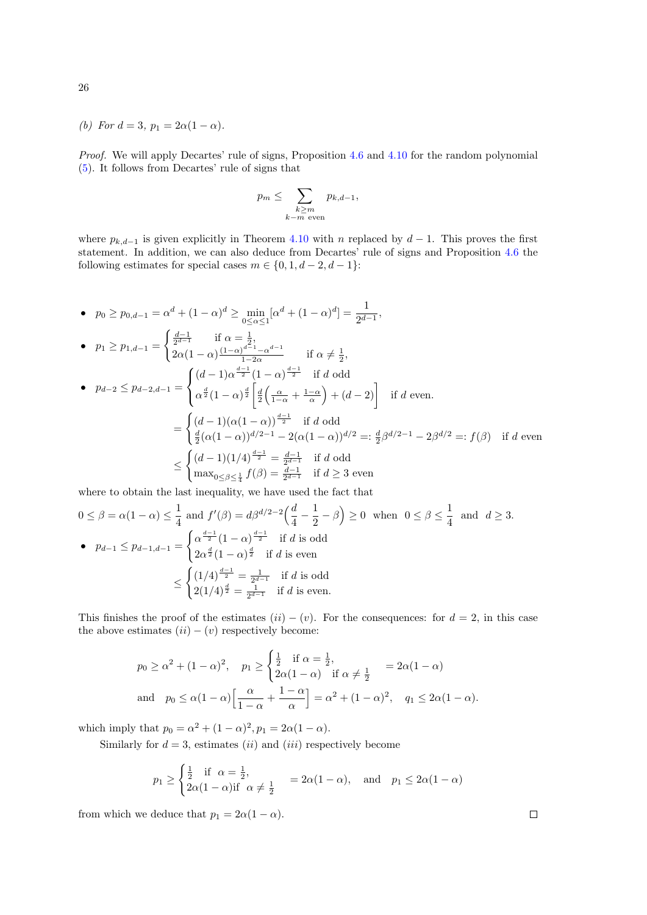*(b) For $d=3$, $p_1 = 2\alpha(1-\alpha)$.*

*Proof.* We will apply Decartes' rule of signs, Proposition 4.6 and 4.10 for the random polynomial (5). It follows from Decartes' rule of signs that

$$p_m \leq \sum_{\substack{k\geq m\\ k-m \text{ even}}} p_{k,d-1},$$

where $p_{k,d-1}$ is given explicitly in Theorem 4.10 with $n$ replaced by $d-1$. This proves the first statement. In addition, we can also deduce from Decartes' rule of signs and Proposition 4.6 the following estimates for special cases $m \in \{0,1,d-2,d-1\}$:

- $p_0 \geq p_{0,d-1} = \alpha^d + (1-\alpha)^d \geq \min\limits_{0\leq\alpha\leq 1}[\alpha^d+(1-\alpha)^d] = \dfrac{1}{2^{d-1}}$,
- $p_1 \geq p_{1,d-1} = \begin{cases} \frac{d-1}{2^{d-1}} & \text{if } \alpha=\frac{1}{2},\\ 2\alpha(1-\alpha)\frac{(1-\alpha)^{d-1}-\alpha^{d-1}}{1-2\alpha} & \text{if } \alpha\neq \frac{1}{2},\end{cases}$
- $$\begin{aligned} p_{d-2} \leq p_{d-2,d-1} &= \begin{cases} (d-1)\alpha^{\frac{d-1}{2}}(1-\alpha)^{\frac{d-1}{2}} & \text{if } d \text{ odd}\\ \alpha^{\frac{d}{2}}(1-\alpha)^{\frac{d}{2}}\Big[\frac{d}{2}\Big(\frac{\alpha}{1-\alpha}+\frac{1-\alpha}{\alpha}\Big)+(d-2)\Big] & \text{if } d \text{ even.}\end{cases}\\ &= \begin{cases} (d-1)(\alpha(1-\alpha))^{\frac{d-1}{2}} & \text{if } d \text{ odd}\\ \frac{d}{2}(\alpha(1-\alpha))^{d/2-1} - 2(\alpha(1-\alpha))^{d/2} =: \frac{d}{2}\beta^{d/2-1}-2\beta^{d/2} =: f(\beta) & \text{if } d \text{ even}\end{cases}\\ &\leq \begin{cases} (d-1)(1/4)^{\frac{d-1}{2}} = \frac{d-1}{2^{d-1}} & \text{if } d \text{ odd}\\ \max_{0\leq\beta\leq\frac{1}{4}} f(\beta) = \frac{d-1}{2^{d-1}} & \text{if } d\geq 3 \text{ even}\end{cases}\end{aligned}$$

where to obtain the last inequality, we have used the fact that

$$0\leq \beta = \alpha(1-\alpha) \leq \frac{1}{4} \text{ and } f'(\beta) = d\beta^{d/2-2}\Big(\frac{d}{4}-\frac{1}{2}-\beta\Big) \geq 0 \text{ when } 0\leq\beta\leq\frac{1}{4} \text{ and } d\geq 3.$$

- $$\begin{aligned} p_{d-1} \leq p_{d-1,d-1} &= \begin{cases} \alpha^{\frac{d-1}{2}}(1-\alpha)^{\frac{d-1}{2}} & \text{if } d \text{ is odd}\\ 2\alpha^{\frac{d}{2}}(1-\alpha)^{\frac{d}{2}} & \text{if } d \text{ is even}\end{cases}\\ &\leq \begin{cases} (1/4)^{\frac{d-1}{2}} = \frac{1}{2^{d-1}} & \text{if } d \text{ is odd}\\ 2(1/4)^{\frac{d}{2}} = \frac{1}{2^{d-1}} & \text{if } d \text{ is even.}\end{cases}\end{aligned}$$

This finishes the proof of the estimates $(ii)-(v)$. For the consequences: for $d=2$, in this case the above estimates $(ii)-(v)$ respectively become:

$$p_0 \geq \alpha^2+(1-\alpha)^2, \quad p_1 \geq \begin{cases} \frac{1}{2} & \text{if } \alpha=\frac{1}{2},\\ 2\alpha(1-\alpha) & \text{if } \alpha\neq\frac{1}{2}\end{cases} = 2\alpha(1-\alpha)$$

$$\text{and}\quad p_0 \leq \alpha(1-\alpha)\Big[\frac{\alpha}{1-\alpha}+\frac{1-\alpha}{\alpha}\Big] = \alpha^2+(1-\alpha)^2, \quad q_1 \leq 2\alpha(1-\alpha).$$

which imply that $p_0 = \alpha^2+(1-\alpha)^2, p_1 = 2\alpha(1-\alpha)$.

Similarly for $d=3$, estimates $(ii)$ and $(iii)$ respectively become

$$p_1 \geq \begin{cases} \frac{1}{2} & \text{if } \alpha=\frac{1}{2},\\ 2\alpha(1-\alpha) \text{if } & \alpha\neq\frac{1}{2}\end{cases} = 2\alpha(1-\alpha), \quad \text{and} \quad p_1 \leq 2\alpha(1-\alpha)$$

from which we deduce that $p_1 = 2\alpha(1-\alpha)$. ◻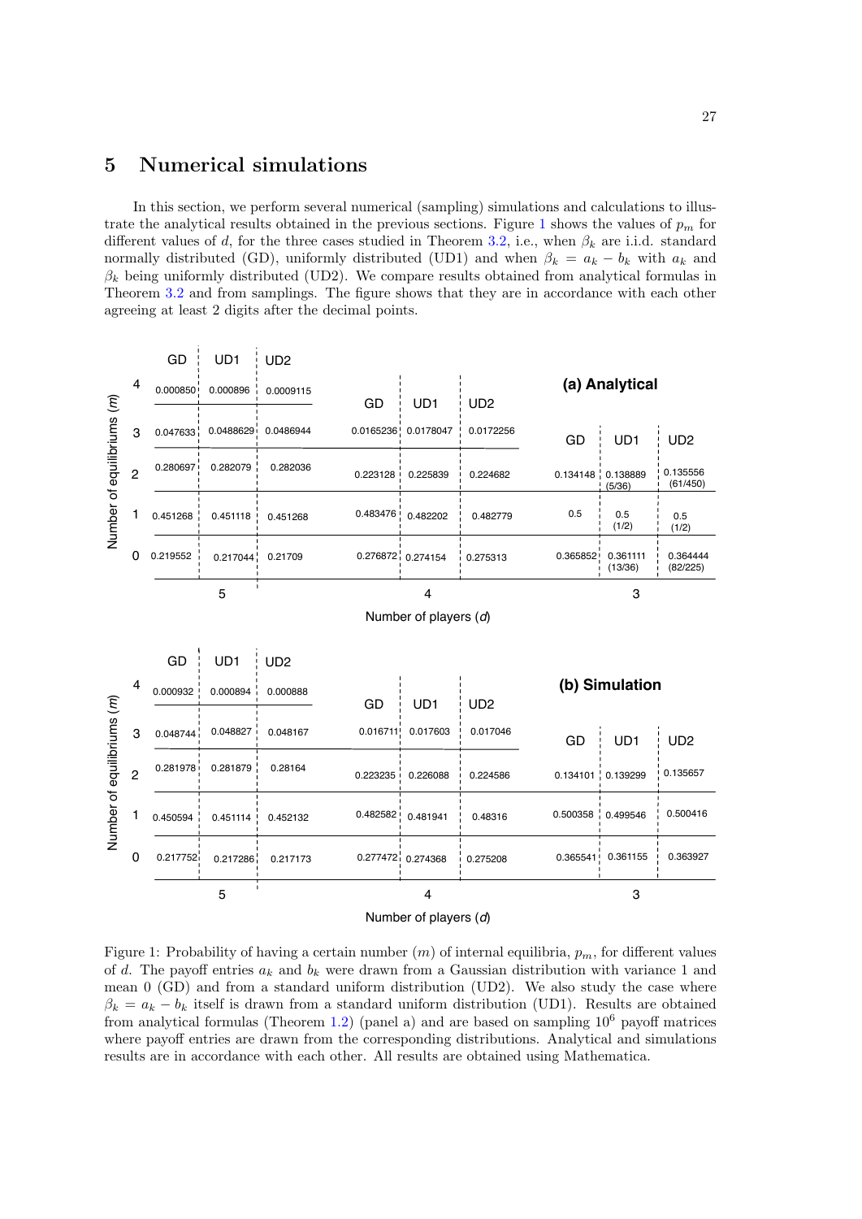# 5 Numerical simulations

In this section, we perform several numerical (sampling) simulations and calculations to illustrate the analytical results obtained in the previous sections. Figure 1 shows the values of $p_m$ for different values of $d$, for the three cases studied in Theorem 3.2, i.e., when $\beta_k$ are i.i.d. standard normally distributed (GD), uniformly distributed (UD1) and when $\beta_k = a_k - b_k$ with $a_k$ and $\beta_k$ being uniformly distributed (UD2). We compare results obtained from analytical formulas in Theorem 3.2 and from samplings. The figure shows that they are in accordance with each other agreeing at least 2 digits after the decimal points.

**(a) Analytical**

| Number of equilibriums ($m$) | $d=5$ GD | $d=5$ UD1 | $d=5$ UD2 | $d=4$ GD | $d=4$ UD1 | $d=4$ UD2 | $d=3$ GD | $d=3$ UD1 | $d=3$ UD2 |
|---|---|---|---|---|---|---|---|---|---|
| 4 | 0.000850 | 0.000896 | 0.0009115 | | | | | | |
| 3 | 0.047633 | 0.0488629 | 0.0486944 | 0.0165236 | 0.0178047 | 0.0172256 | | | |
| 2 | 0.280697 | 0.282079 | 0.282036 | 0.223128 | 0.225839 | 0.224682 | 0.134148 | 0.138889 (5/36) | 0.135556 (61/450) |
| 1 | 0.451268 | 0.451118 | 0.451268 | 0.483476 | 0.482202 | 0.482779 | 0.5 | 0.5 (1/2) | 0.5 (1/2) |
| 0 | 0.219552 | 0.217044 | 0.21709 | 0.276872 | 0.274154 | 0.275313 | 0.365852 | 0.361111 (13/36) | 0.364444 (82/225) |

**(b) Simulation**

| Number of equilibriums ($m$) | $d=5$ GD | $d=5$ UD1 | $d=5$ UD2 | $d=4$ GD | $d=4$ UD1 | $d=4$ UD2 | $d=3$ GD | $d=3$ UD1 | $d=3$ UD2 |
|---|---|---|---|---|---|---|---|---|---|
| 4 | 0.000932 | 0.000894 | 0.000888 | | | | | | |
| 3 | 0.048744 | 0.048827 | 0.048167 | 0.016711 | 0.017603 | 0.017046 | | | |
| 2 | 0.281978 | 0.281879 | 0.28164 | 0.223235 | 0.226088 | 0.224586 | 0.134101 | 0.139299 | 0.135657 |
| 1 | 0.450594 | 0.451114 | 0.452132 | 0.482582 | 0.481941 | 0.48316 | 0.500358 | 0.499546 | 0.500416 |
| 0 | 0.217752 | 0.217286 | 0.217173 | 0.277472 | 0.274368 | 0.275208 | 0.365541 | 0.361155 | 0.363927 |

Number of players ($d$)

Figure 1: Probability of having a certain number ($m$) of internal equilibria, $p_m$, for different values of $d$. The payoff entries $a_k$ and $b_k$ were drawn from a Gaussian distribution with variance 1 and mean 0 (GD) and from a standard uniform distribution (UD2). We also study the case where $\beta_k = a_k - b_k$ itself is drawn from a standard uniform distribution (UD1). Results are obtained from analytical formulas (Theorem 1.2) (panel a) and are based on sampling $10^6$ payoff matrices where payoff entries are drawn from the corresponding distributions. Analytical and simulations results are in accordance with each other. All results are obtained using Mathematica.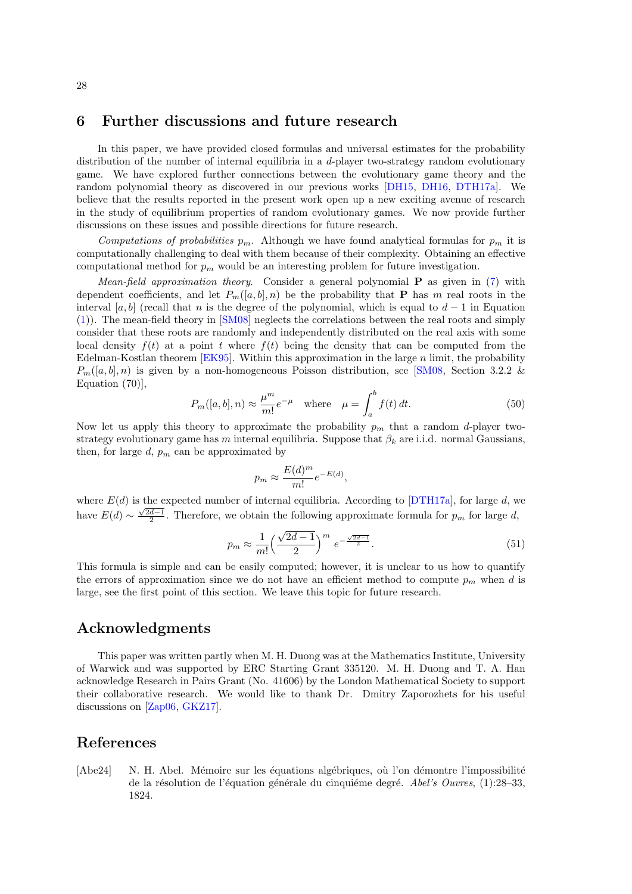## 6 Further discussions and future research

In this paper, we have provided closed formulas and universal estimates for the probability distribution of the number of internal equilibria in a $d$-player two-strategy random evolutionary game. We have explored further connections between the evolutionary game theory and the random polynomial theory as discovered in our previous works [DH15, DH16, DTH17a]. We believe that the results reported in the present work open up a new exciting avenue of research in the study of equilibrium properties of random evolutionary games. We now provide further discussions on these issues and possible directions for future research.

*Computations of probabilities* $p_m$. Although we have found analytical formulas for $p_m$ it is computationally challenging to deal with them because of their complexity. Obtaining an effective computational method for $p_m$ would be an interesting problem for future investigation.

*Mean-field approximation theory*. Consider a general polynomial $\mathbf{P}$ as given in (7) with dependent coefficients, and let $P_m([a,b],n)$ be the probability that $\mathbf{P}$ has $m$ real roots in the interval $[a,b]$ (recall that $n$ is the degree of the polynomial, which is equal to $d-1$ in Equation (1)). The mean-field theory in [SM08] neglects the correlations between the real roots and simply consider that these roots are randomly and independently distributed on the real axis with some local density $f(t)$ at a point $t$ where $f(t)$ being the density that can be computed from the Edelman-Kostlan theorem [EK95]. Within this approximation in the large $n$ limit, the probability $P_m([a,b],n)$ is given by a non-homogeneous Poisson distribution, see [SM08, Section 3.2.2 & Equation (70)],

$$P_m([a,b],n)\approx \frac{\mu^m}{m!}e^{-\mu}\quad \text{where}\quad \mu=\int_a^b f(t)\,dt. \tag{50}$$

Now let us apply this theory to approximate the probability $p_m$ that a random $d$-player two-strategy evolutionary game has $m$ internal equilibria. Suppose that $\beta_k$ are i.i.d. normal Gaussians, then, for large $d$, $p_m$ can be approximated by

$$p_m\approx \frac{E(d)^m}{m!}e^{-E(d)},$$

where $E(d)$ is the expected number of internal equilibria. According to [DTH17a], for large $d$, we have $E(d)\sim \frac{\sqrt{2d-1}}{2}$. Therefore, we obtain the following approximate formula for $p_m$ for large $d$,

$$p_m\approx \frac{1}{m!}\Big(\frac{\sqrt{2d-1}}{2}\Big)^m\, e^{-\frac{\sqrt{2d-1}}{2}}. \tag{51}$$

This formula is simple and can be easily computed; however, it is unclear to us how to quantify the errors of approximation since we do not have an efficient method to compute $p_m$ when $d$ is large, see the first point of this section. We leave this topic for future research.

## Acknowledgments

This paper was written partly when M. H. Duong was at the Mathematics Institute, University of Warwick and was supported by ERC Starting Grant 335120. M. H. Duong and T. A. Han acknowledge Research in Pairs Grant (No. 41606) by the London Mathematical Society to support their collaborative research. We would like to thank Dr. Dmitry Zaporozhets for his useful discussions on [Zap06, GKZ17].

## References

[Abe24] N. H. Abel. Mémoire sur les équations algébriques, où l'on démontre l'impossibilité de la résolution de l'équation générale du cinquiéme degré. *Abel's Ouvres*, (1):28–33, 1824.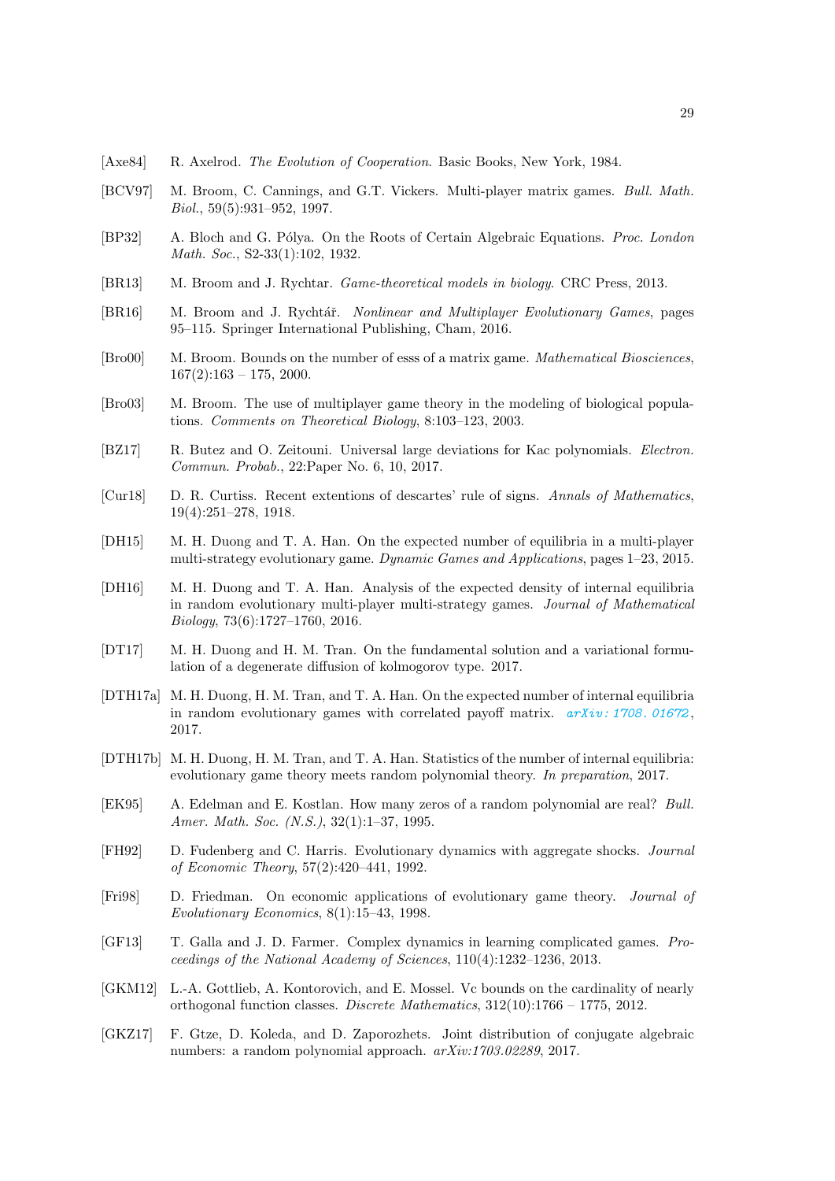[Axe84] R. Axelrod. *The Evolution of Cooperation*. Basic Books, New York, 1984.

[BCV97] M. Broom, C. Cannings, and G.T. Vickers. Multi-player matrix games. *Bull. Math. Biol.*, 59(5):931–952, 1997.

[BP32] A. Bloch and G. Pólya. On the Roots of Certain Algebraic Equations. *Proc. London Math. Soc.*, S2-33(1):102, 1932.

[BR13] M. Broom and J. Rychtar. *Game-theoretical models in biology*. CRC Press, 2013.

[BR16] M. Broom and J. Rychtář. *Nonlinear and Multiplayer Evolutionary Games*, pages 95–115. Springer International Publishing, Cham, 2016.

[Bro00] M. Broom. Bounds on the number of esss of a matrix game. *Mathematical Biosciences*, 167(2):163 – 175, 2000.

[Bro03] M. Broom. The use of multiplayer game theory in the modeling of biological populations. *Comments on Theoretical Biology*, 8:103–123, 2003.

[BZ17] R. Butez and O. Zeitouni. Universal large deviations for Kac polynomials. *Electron. Commun. Probab.*, 22:Paper No. 6, 10, 2017.

[Cur18] D. R. Curtiss. Recent extentions of descartes' rule of signs. *Annals of Mathematics*, 19(4):251–278, 1918.

[DH15] M. H. Duong and T. A. Han. On the expected number of equilibria in a multi-player multi-strategy evolutionary game. *Dynamic Games and Applications*, pages 1–23, 2015.

[DH16] M. H. Duong and T. A. Han. Analysis of the expected density of internal equilibria in random evolutionary multi-player multi-strategy games. *Journal of Mathematical Biology*, 73(6):1727–1760, 2016.

[DT17] M. H. Duong and H. M. Tran. On the fundamental solution and a variational formulation of a degenerate diffusion of kolmogorov type. 2017.

[DTH17a] M. H. Duong, H. M. Tran, and T. A. Han. On the expected number of internal equilibria in random evolutionary games with correlated payoff matrix. *arXiv:1708.01672*, 2017.

[DTH17b] M. H. Duong, H. M. Tran, and T. A. Han. Statistics of the number of internal equilibria: evolutionary game theory meets random polynomial theory. *In preparation*, 2017.

[EK95] A. Edelman and E. Kostlan. How many zeros of a random polynomial are real? *Bull. Amer. Math. Soc. (N.S.)*, 32(1):1–37, 1995.

[FH92] D. Fudenberg and C. Harris. Evolutionary dynamics with aggregate shocks. *Journal of Economic Theory*, 57(2):420–441, 1992.

[Fri98] D. Friedman. On economic applications of evolutionary game theory. *Journal of Evolutionary Economics*, 8(1):15–43, 1998.

[GF13] T. Galla and J. D. Farmer. Complex dynamics in learning complicated games. *Proceedings of the National Academy of Sciences*, 110(4):1232–1236, 2013.

[GKM12] L.-A. Gottlieb, A. Kontorovich, and E. Mossel. Vc bounds on the cardinality of nearly orthogonal function classes. *Discrete Mathematics*, 312(10):1766 – 1775, 2012.

[GKZ17] F. Gtze, D. Koleda, and D. Zaporozhets. Joint distribution of conjugate algebraic numbers: a random polynomial approach. *arXiv:1703.02289*, 2017.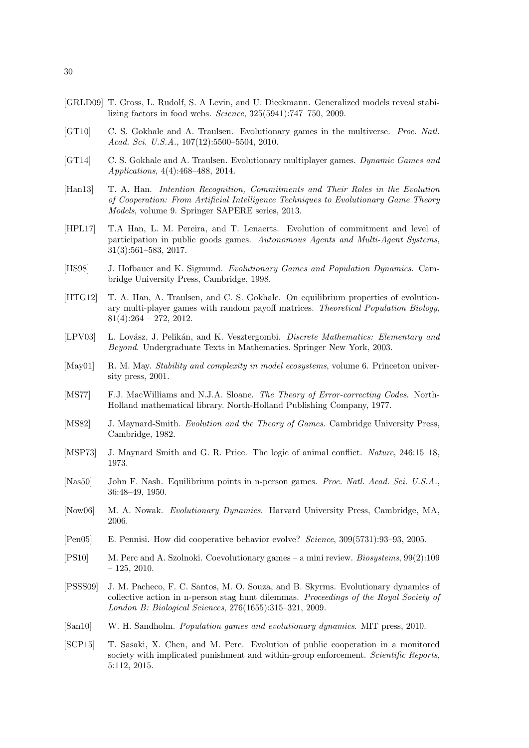[GRLD09] T. Gross, L. Rudolf, S. A Levin, and U. Dieckmann. Generalized models reveal stabilizing factors in food webs. *Science*, 325(5941):747–750, 2009.

[GT10] C. S. Gokhale and A. Traulsen. Evolutionary games in the multiverse. *Proc. Natl. Acad. Sci. U.S.A.*, 107(12):5500–5504, 2010.

[GT14] C. S. Gokhale and A. Traulsen. Evolutionary multiplayer games. *Dynamic Games and Applications*, 4(4):468–488, 2014.

[Han13] T. A. Han. *Intention Recognition, Commitments and Their Roles in the Evolution of Cooperation: From Artificial Intelligence Techniques to Evolutionary Game Theory Models*, volume 9. Springer SAPERE series, 2013.

[HPL17] T.A Han, L. M. Pereira, and T. Lenaerts. Evolution of commitment and level of participation in public goods games. *Autonomous Agents and Multi-Agent Systems*, 31(3):561–583, 2017.

[HS98] J. Hofbauer and K. Sigmund. *Evolutionary Games and Population Dynamics*. Cambridge University Press, Cambridge, 1998.

[HTG12] T. A. Han, A. Traulsen, and C. S. Gokhale. On equilibrium properties of evolutionary multi-player games with random payoff matrices. *Theoretical Population Biology*, 81(4):264 – 272, 2012.

[LPV03] L. Lovász, J. Pelikán, and K. Vesztergombi. *Discrete Mathematics: Elementary and Beyond*. Undergraduate Texts in Mathematics. Springer New York, 2003.

[May01] R. M. May. *Stability and complexity in model ecosystems*, volume 6. Princeton university press, 2001.

[MS77] F.J. MacWilliams and N.J.A. Sloane. *The Theory of Error-correcting Codes*. North-Holland mathematical library. North-Holland Publishing Company, 1977.

[MS82] J. Maynard-Smith. *Evolution and the Theory of Games*. Cambridge University Press, Cambridge, 1982.

[MSP73] J. Maynard Smith and G. R. Price. The logic of animal conflict. *Nature*, 246:15–18, 1973.

[Nas50] John F. Nash. Equilibrium points in n-person games. *Proc. Natl. Acad. Sci. U.S.A.*, 36:48–49, 1950.

[Now06] M. A. Nowak. *Evolutionary Dynamics*. Harvard University Press, Cambridge, MA, 2006.

[Pen05] E. Pennisi. How did cooperative behavior evolve? *Science*, 309(5731):93–93, 2005.

[PS10] M. Perc and A. Szolnoki. Coevolutionary games – a mini review. *Biosystems*, 99(2):109 – 125, 2010.

[PSSS09] J. M. Pacheco, F. C. Santos, M. O. Souza, and B. Skyrms. Evolutionary dynamics of collective action in n-person stag hunt dilemmas. *Proceedings of the Royal Society of London B: Biological Sciences*, 276(1655):315–321, 2009.

[San10] W. H. Sandholm. *Population games and evolutionary dynamics*. MIT press, 2010.

[SCP15] T. Sasaki, X. Chen, and M. Perc. Evolution of public cooperation in a monitored society with implicated punishment and within-group enforcement. *Scientific Reports*, 5:112, 2015.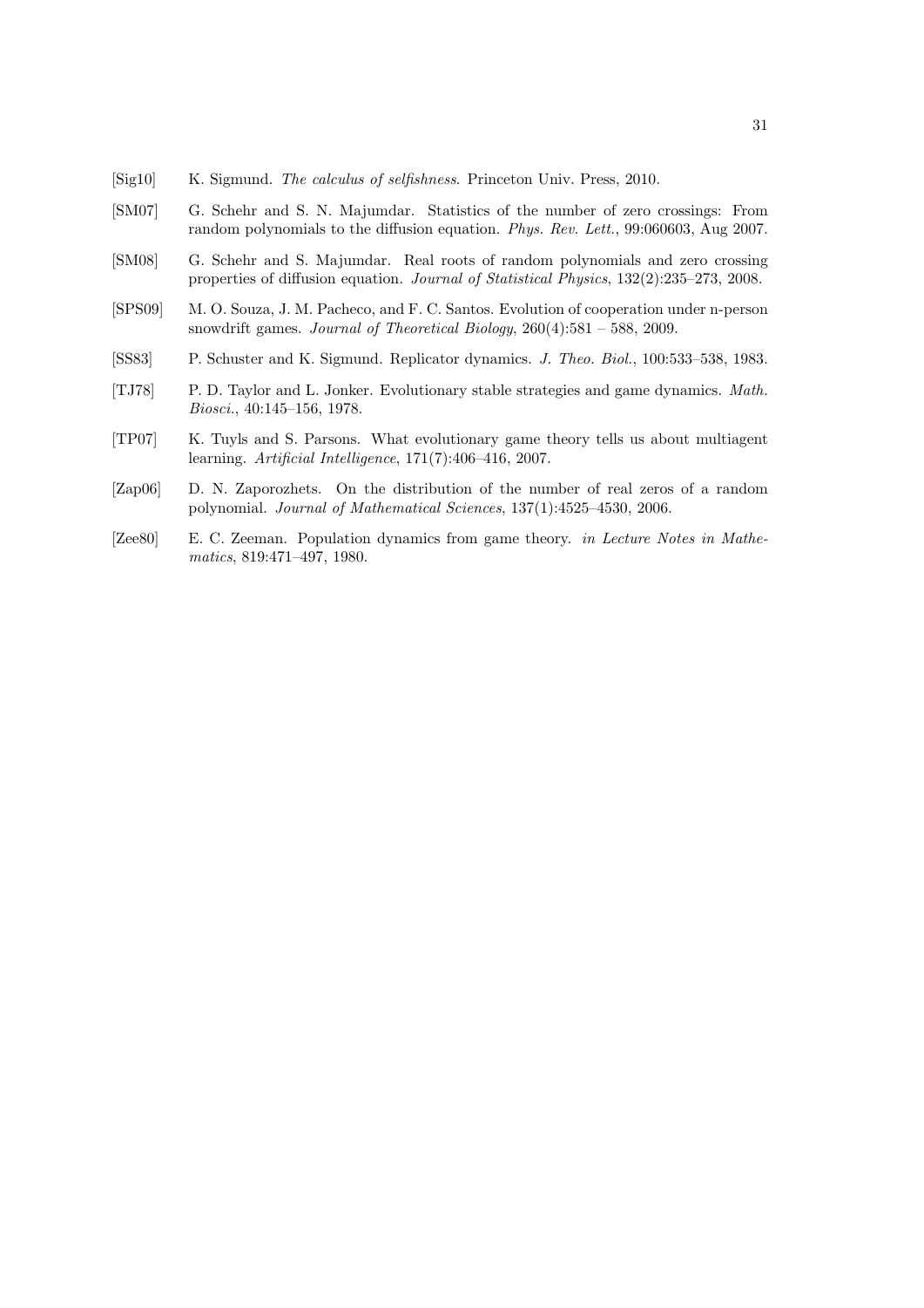[Sig10] K. Sigmund. *The calculus of selfishness*. Princeton Univ. Press, 2010.

[SM07] G. Schehr and S. N. Majumdar. Statistics of the number of zero crossings: From random polynomials to the diffusion equation. *Phys. Rev. Lett.*, 99:060603, Aug 2007.

[SM08] G. Schehr and S. Majumdar. Real roots of random polynomials and zero crossing properties of diffusion equation. *Journal of Statistical Physics*, 132(2):235–273, 2008.

[SPS09] M. O. Souza, J. M. Pacheco, and F. C. Santos. Evolution of cooperation under n-person snowdrift games. *Journal of Theoretical Biology*, 260(4):581 – 588, 2009.

[SS83] P. Schuster and K. Sigmund. Replicator dynamics. *J. Theo. Biol.*, 100:533–538, 1983.

[TJ78] P. D. Taylor and L. Jonker. Evolutionary stable strategies and game dynamics. *Math. Biosci.*, 40:145–156, 1978.

[TP07] K. Tuyls and S. Parsons. What evolutionary game theory tells us about multiagent learning. *Artificial Intelligence*, 171(7):406–416, 2007.

[Zap06] D. N. Zaporozhets. On the distribution of the number of real zeros of a random polynomial. *Journal of Mathematical Sciences*, 137(1):4525–4530, 2006.

[Zee80] E. C. Zeeman. Population dynamics from game theory. *in Lecture Notes in Mathematics*, 819:471–497, 1980.